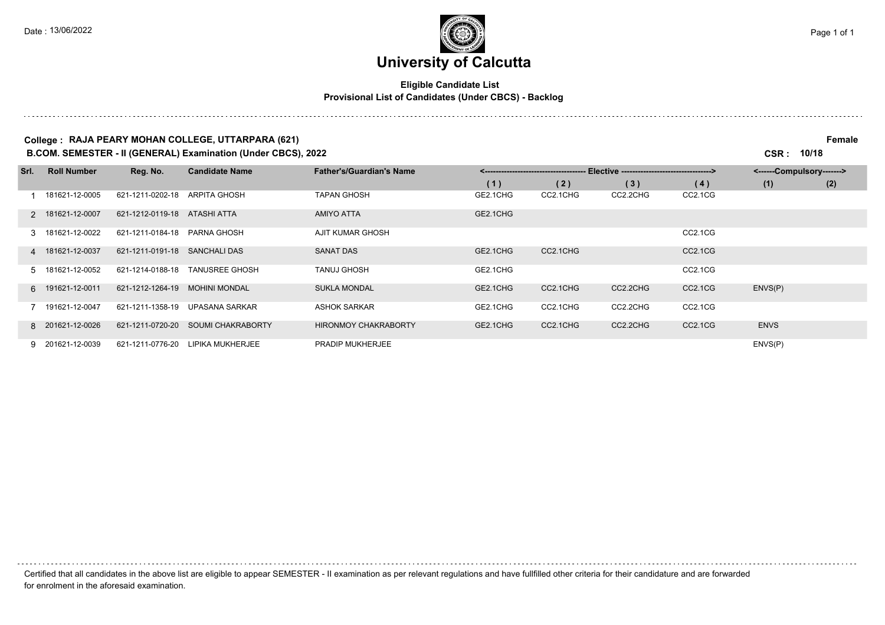# University of Calcutta

**Eligible Candidate List**
**Provisional List of Candidates (Under CBCS) - Backlog**

**College : RAJA PEARY MOHAN COLLEGE, UTTARPARA (621)** **Female**

**B.COM. SEMESTER - II (GENERAL) Examination (Under CBCS), 2022** **CSR : 10/18**

| Srl. | Roll Number | Reg. No. | Candidate Name | Father's/Guardian's Name | Elective (1) | Elective (2) | Elective (3) | Elective (4) | Compulsory (1) | Compulsory (2) |
|---|---|---|---|---|---|---|---|---|---|---|
| 1 | 181621-12-0005 | 621-1211-0202-18 | ARPITA GHOSH | TAPAN GHOSH | GE2.1CHG | CC2.1CHG | CC2.2CHG | CC2.1CG | | |
| 2 | 181621-12-0007 | 621-1212-0119-18 | ATASHI ATTA | AMIYO ATTA | GE2.1CHG | | | | | |
| 3 | 181621-12-0022 | 621-1211-0184-18 | PARNA GHOSH | AJIT KUMAR GHOSH | | | | CC2.1CG | | |
| 4 | 181621-12-0037 | 621-1211-0191-18 | SANCHALI DAS | SANAT DAS | GE2.1CHG | CC2.1CHG | | CC2.1CG | | |
| 5 | 181621-12-0052 | 621-1214-0188-18 | TANUSREE GHOSH | TANUJ GHOSH | GE2.1CHG | | | CC2.1CG | | |
| 6 | 191621-12-0011 | 621-1212-1264-19 | MOHINI MONDAL | SUKLA MONDAL | GE2.1CHG | CC2.1CHG | CC2.2CHG | CC2.1CG | ENVS(P) | |
| 7 | 191621-12-0047 | 621-1211-1358-19 | UPASANA SARKAR | ASHOK SARKAR | GE2.1CHG | CC2.1CHG | CC2.2CHG | CC2.1CG | | |
| 8 | 201621-12-0026 | 621-1211-0720-20 | SOUMI CHAKRABORTY | HIRONMOY CHAKRABORTY | GE2.1CHG | CC2.1CHG | CC2.2CHG | CC2.1CG | ENVS | |
| 9 | 201621-12-0039 | 621-1211-0776-20 | LIPIKA MUKHERJEE | PRADIP MUKHERJEE | | | | | ENVS(P) | |

Certified that all candidates in the above list are eligible to appear SEMESTER - II examination as per relevant regulations and have fullfilled other criteria for their candidature and are forwarded for enrolment in the aforesaid examination.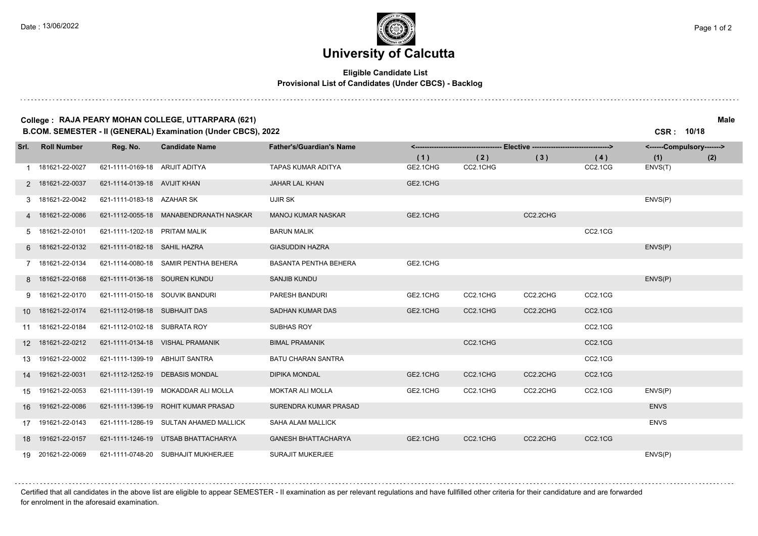# University of Calcutta

**Eligible Candidate List**
**Provisional List of Candidates (Under CBCS) - Backlog**

**College : RAJA PEARY MOHAN COLLEGE, UTTARPARA (621)** — **Male**

**B.COM. SEMESTER - II (GENERAL) Examination (Under CBCS), 2022** — **CSR : 10/18**

| Srl. | Roll Number | Reg. No. | Candidate Name | Father's/Guardian's Name | Elective (1) | Elective (2) | Elective (3) | Elective (4) | Compulsory (1) | Compulsory (2) |
|---|---|---|---|---|---|---|---|---|---|---|
| 1 | 181621-22-0027 | 621-1111-0169-18 | ARIJIT ADITYA | TAPAS KUMAR ADITYA | GE2.1CHG | CC2.1CHG | | CC2.1CG | ENVS(T) | |
| 2 | 181621-22-0037 | 621-1114-0139-18 | AVIJIT KHAN | JAHAR LAL KHAN | GE2.1CHG | | | | | |
| 3 | 181621-22-0042 | 621-1111-0183-18 | AZAHAR SK | UJIR SK | | | | | ENVS(P) | |
| 4 | 181621-22-0086 | 621-1112-0055-18 | MANABENDRANATH NASKAR | MANOJ KUMAR NASKAR | GE2.1CHG | | CC2.2CHG | | | |
| 5 | 181621-22-0101 | 621-1111-1202-18 | PRITAM MALIK | BARUN MALIK | | | | CC2.1CG | | |
| 6 | 181621-22-0132 | 621-1111-0182-18 | SAHIL HAZRA | GIASUDDIN HAZRA | | | | | ENVS(P) | |
| 7 | 181621-22-0134 | 621-1114-0080-18 | SAMIR PENTHA BEHERA | BASANTA PENTHA BEHERA | GE2.1CHG | | | | | |
| 8 | 181621-22-0168 | 621-1111-0136-18 | SOUREN KUNDU | SANJIB KUNDU | | | | | ENVS(P) | |
| 9 | 181621-22-0170 | 621-1111-0150-18 | SOUVIK BANDURI | PARESH BANDURI | GE2.1CHG | CC2.1CHG | CC2.2CHG | CC2.1CG | | |
| 10 | 181621-22-0174 | 621-1112-0198-18 | SUBHAJIT DAS | SADHAN KUMAR DAS | GE2.1CHG | CC2.1CHG | CC2.2CHG | CC2.1CG | | |
| 11 | 181621-22-0184 | 621-1112-0102-18 | SUBRATA ROY | SUBHAS ROY | | | | CC2.1CG | | |
| 12 | 181621-22-0212 | 621-1111-0134-18 | VISHAL PRAMANIK | BIMAL PRAMANIK | | CC2.1CHG | | CC2.1CG | | |
| 13 | 191621-22-0002 | 621-1111-1399-19 | ABHIJIT SANTRA | BATU CHARAN SANTRA | | | | CC2.1CG | | |
| 14 | 191621-22-0031 | 621-1112-1252-19 | DEBASIS MONDAL | DIPIKA MONDAL | GE2.1CHG | CC2.1CHG | CC2.2CHG | CC2.1CG | | |
| 15 | 191621-22-0053 | 621-1111-1391-19 | MOKADDAR ALI MOLLA | MOKTAR ALI MOLLA | GE2.1CHG | CC2.1CHG | CC2.2CHG | CC2.1CG | ENVS(P) | |
| 16 | 191621-22-0086 | 621-1111-1396-19 | ROHIT KUMAR PRASAD | SURENDRA KUMAR PRASAD | | | | | ENVS | |
| 17 | 191621-22-0143 | 621-1111-1286-19 | SULTAN AHAMED MALLICK | SAHA ALAM MALLICK | | | | | ENVS | |
| 18 | 191621-22-0157 | 621-1111-1246-19 | UTSAB BHATTACHARYA | GANESH BHATTACHARYA | GE2.1CHG | CC2.1CHG | CC2.2CHG | CC2.1CG | | |
| 19 | 201621-22-0069 | 621-1111-0748-20 | SUBHAJIT MUKHERJEE | SURAJIT MUKERJEE | | | | | ENVS(P) | |

Certified that all candidates in the above list are eligible to appear SEMESTER - II examination as per relevant regulations and have fullfilled other criteria for their candidature and are forwarded for enrolment in the aforesaid examination.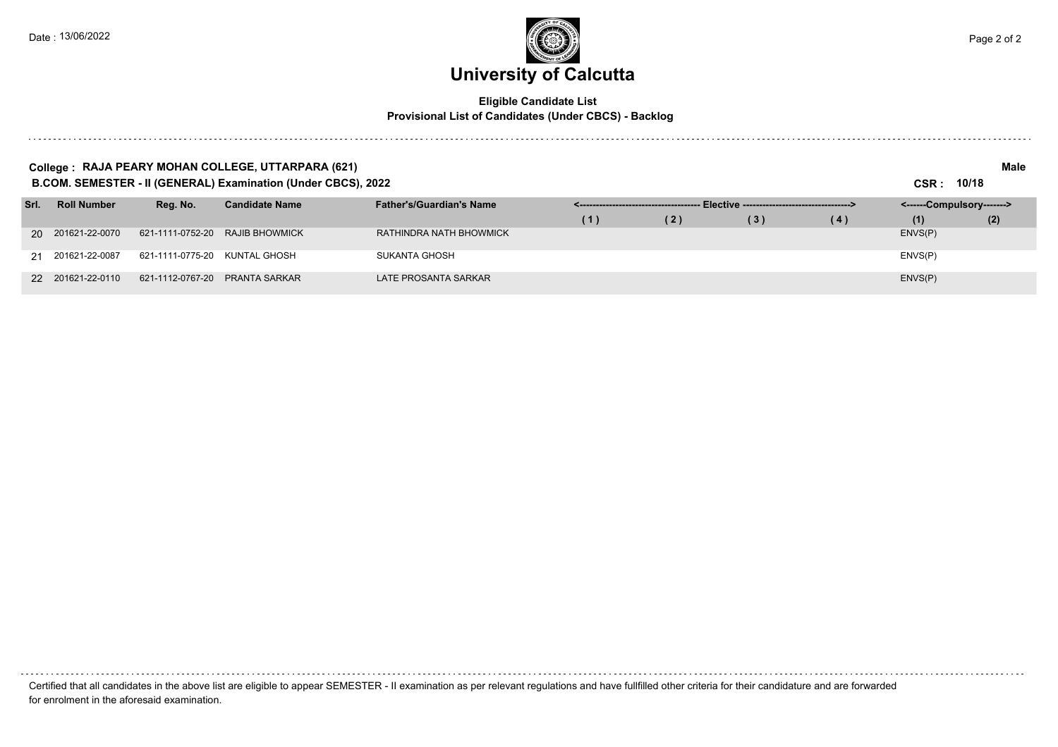# University of Calcutta

**Eligible Candidate List**
**Provisional List of Candidates (Under CBCS) - Backlog**

**College : RAJA PEARY MOHAN COLLEGE, UTTARPARA (621)** **Male**

**B.COM. SEMESTER - II (GENERAL) Examination (Under CBCS), 2022** **CSR : 10/18**

| Srl. | Roll Number | Reg. No. | Candidate Name | Father's/Guardian's Name | Elective | | | | Compulsory | |
|---|---|---|---|---|---|---|---|---|---|---|
| | | | | | (1) | (2) | (3) | (4) | (1) | (2) |
| 20 | 201621-22-0070 | 621-1111-0752-20 | RAJIB BHOWMICK | RATHINDRA NATH BHOWMICK | | | | | ENVS(P) | |
| 21 | 201621-22-0087 | 621-1111-0775-20 | KUNTAL GHOSH | SUKANTA GHOSH | | | | | ENVS(P) | |
| 22 | 201621-22-0110 | 621-1112-0767-20 | PRANTA SARKAR | LATE PROSANTA SARKAR | | | | | ENVS(P) | |

Certified that all candidates in the above list are eligible to appear SEMESTER - II examination as per relevant regulations and have fullfilled other criteria for their candidature and are forwarded for enrolment in the aforesaid examination.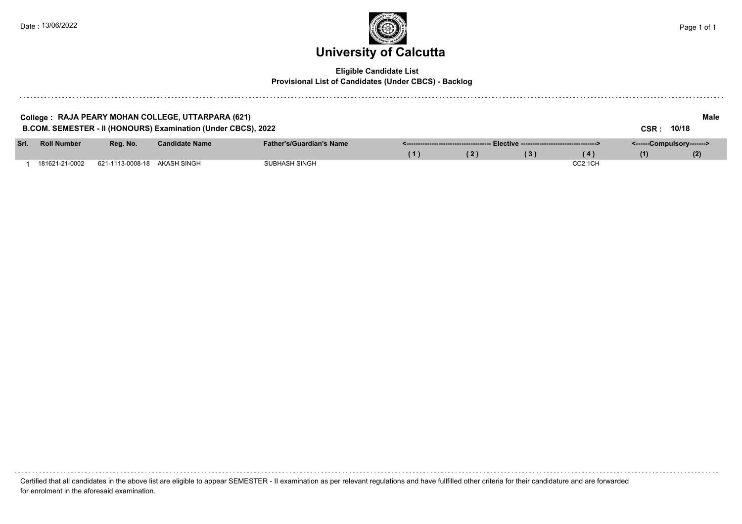# University of Calcutta

**Eligible Candidate List**
**Provisional List of Candidates (Under CBCS) - Backlog**

**College : RAJA PEARY MOHAN COLLEGE, UTTARPARA (621)** — **Male**

**B.COM. SEMESTER - II (HONOURS) Examination (Under CBCS), 2022** — **CSR : 10/18**

| Srl. | Roll Number | Reg. No. | Candidate Name | Father's/Guardian's Name | Elective (1) | Elective (2) | Elective (3) | Elective (4) | Compulsory (1) | Compulsory (2) |
|---|---|---|---|---|---|---|---|---|---|---|
| 1 | 181621-21-0002 | 621-1113-0008-18 | AKASH SINGH | SUBHASH SINGH | | | | CC2.1CH | | |

Certified that all candidates in the above list are eligible to appear SEMESTER - II examination as per relevant regulations and have fullfilled other criteria for their candidature and are forwarded for enrolment in the aforesaid examination.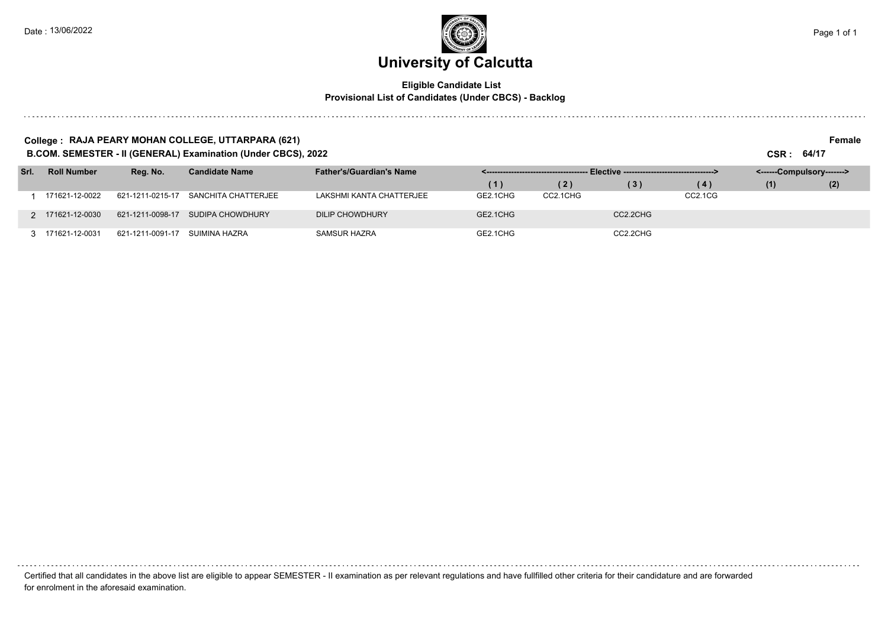# University of Calcutta

**Eligible Candidate List**
**Provisional List of Candidates (Under CBCS) - Backlog**

**College : RAJA PEARY MOHAN COLLEGE, UTTARPARA (621)** **Female**

**B.COM. SEMESTER - II (GENERAL) Examination (Under CBCS), 2022** **CSR : 64/17**

| Srl. | Roll Number | Reg. No. | Candidate Name | Father's/Guardian's Name | Elective (1) | Elective (2) | Elective (3) | Elective (4) | Compulsory (1) | Compulsory (2) |
|---|---|---|---|---|---|---|---|---|---|---|
| 1 | 171621-12-0022 | 621-1211-0215-17 | SANCHITA CHATTERJEE | LAKSHMI KANTA CHATTERJEE | GE2.1CHG | CC2.1CHG | | CC2.1CG | | |
| 2 | 171621-12-0030 | 621-1211-0098-17 | SUDIPA CHOWDHURY | DILIP CHOWDHURY | GE2.1CHG | | CC2.2CHG | | | |
| 3 | 171621-12-0031 | 621-1211-0091-17 | SUIMINA HAZRA | SAMSUR HAZRA | GE2.1CHG | | CC2.2CHG | | | |

Certified that all candidates in the above list are eligible to appear SEMESTER - II examination as per relevant regulations and have fullfilled other criteria for their candidature and are forwarded for enrolment in the aforesaid examination.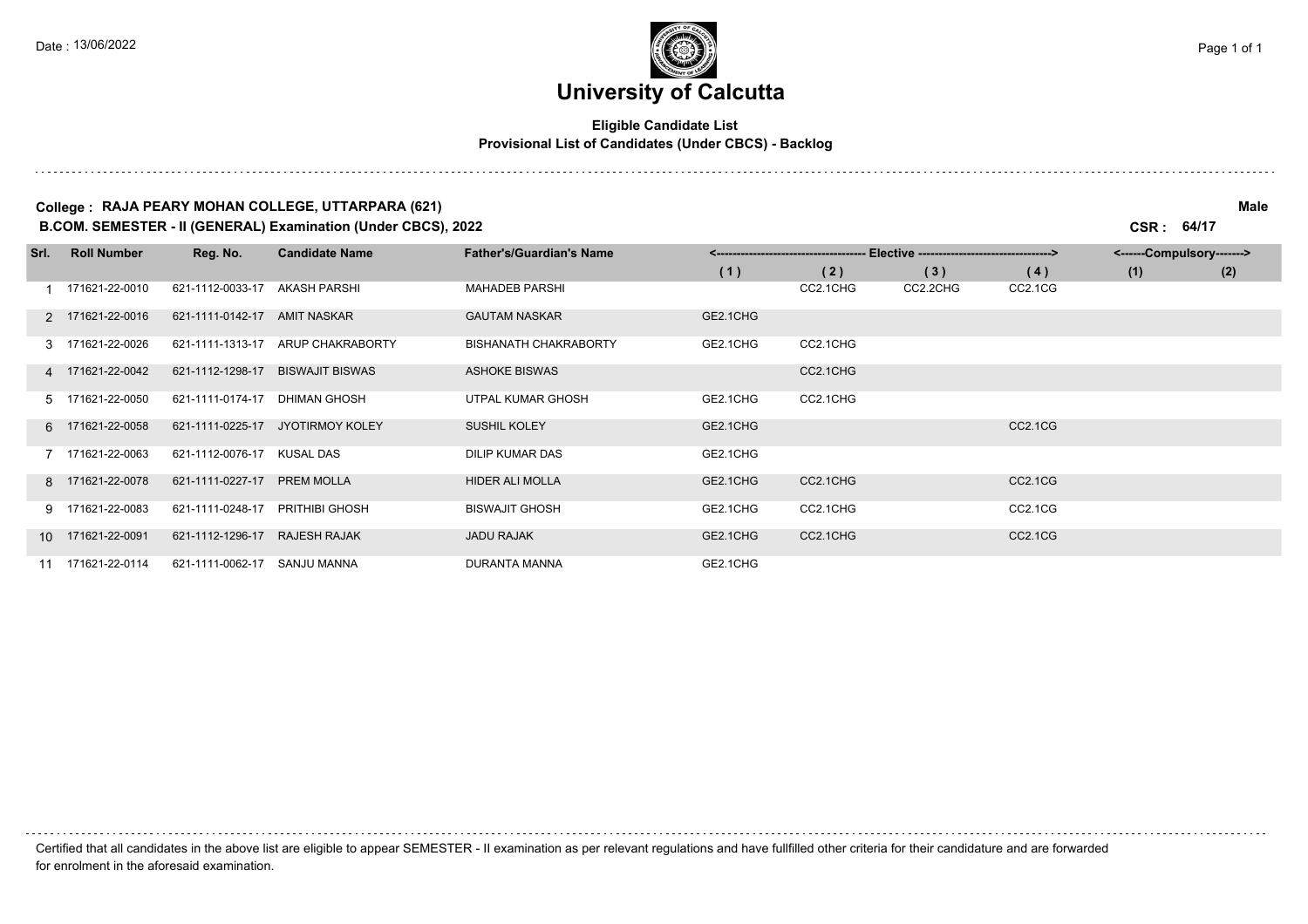# University of Calcutta

**Eligible Candidate List**

**Provisional List of Candidates (Under CBCS) - Backlog**

**College : RAJA PEARY MOHAN COLLEGE, UTTARPARA (621)** **Male**

**B.COM. SEMESTER - II (GENERAL) Examination (Under CBCS), 2022** **CSR : 64/17**

| Srl. | Roll Number | Reg. No. | Candidate Name | Father's/Guardian's Name | Elective | | | | Compulsory | |
|---|---|---|---|---|---|---|---|---|---|---|
| | | | | | (1) | (2) | (3) | (4) | (1) | (2) |
| 1 | 171621-22-0010 | 621-1112-0033-17 | AKASH PARSHI | MAHADEB PARSHI | | CC2.1CHG | CC2.2CHG | CC2.1CG | | |
| 2 | 171621-22-0016 | 621-1111-0142-17 | AMIT NASKAR | GAUTAM NASKAR | GE2.1CHG | | | | | |
| 3 | 171621-22-0026 | 621-1111-1313-17 | ARUP CHAKRABORTY | BISHANATH CHAKRABORTY | GE2.1CHG | CC2.1CHG | | | | |
| 4 | 171621-22-0042 | 621-1112-1298-17 | BISWAJIT BISWAS | ASHOKE BISWAS | | CC2.1CHG | | | | |
| 5 | 171621-22-0050 | 621-1111-0174-17 | DHIMAN GHOSH | UTPAL KUMAR GHOSH | GE2.1CHG | CC2.1CHG | | | | |
| 6 | 171621-22-0058 | 621-1111-0225-17 | JYOTIRMOY KOLEY | SUSHIL KOLEY | GE2.1CHG | | | CC2.1CG | | |
| 7 | 171621-22-0063 | 621-1112-0076-17 | KUSAL DAS | DILIP KUMAR DAS | GE2.1CHG | | | | | |
| 8 | 171621-22-0078 | 621-1111-0227-17 | PREM MOLLA | HIDER ALI MOLLA | GE2.1CHG | CC2.1CHG | | CC2.1CG | | |
| 9 | 171621-22-0083 | 621-1111-0248-17 | PRITHIBI GHOSH | BISWAJIT GHOSH | GE2.1CHG | CC2.1CHG | | CC2.1CG | | |
| 10 | 171621-22-0091 | 621-1112-1296-17 | RAJESH RAJAK | JADU RAJAK | GE2.1CHG | CC2.1CHG | | CC2.1CG | | |
| 11 | 171621-22-0114 | 621-1111-0062-17 | SANJU MANNA | DURANTA MANNA | GE2.1CHG | | | | | |

Certified that all candidates in the above list are eligible to appear SEMESTER - II examination as per relevant regulations and have fullfilled other criteria for their candidature and are forwarded for enrolment in the aforesaid examination.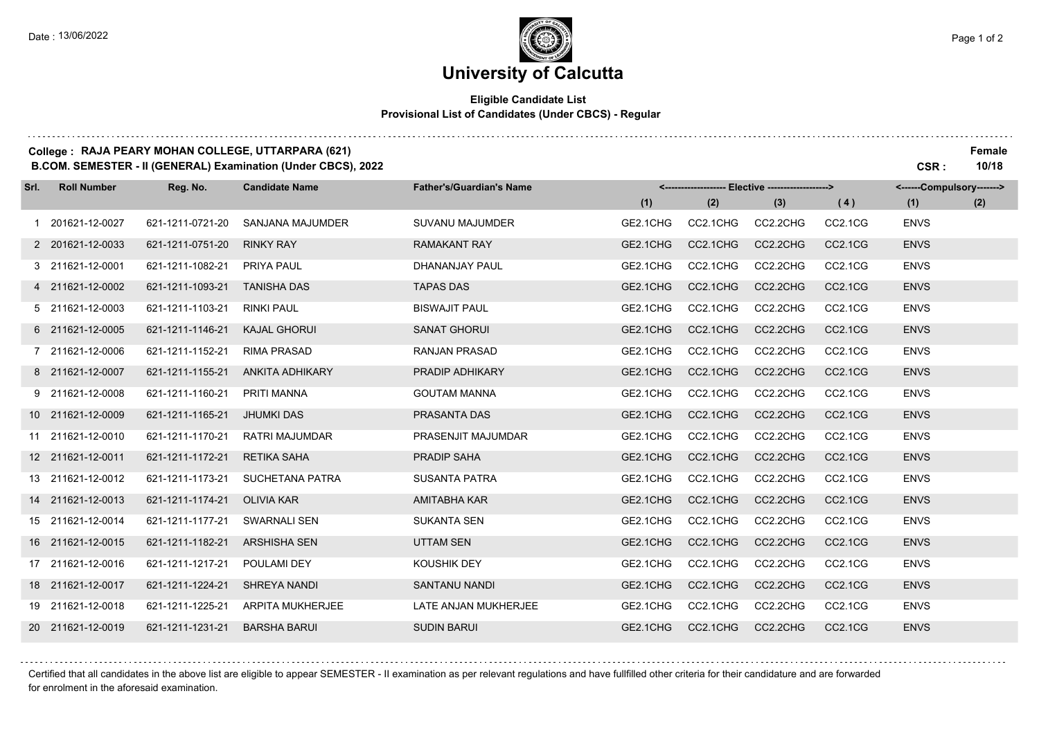Date : 13/06/2022

# University of Calcutta

**Eligible Candidate List**
**Provisional List of Candidates (Under CBCS) - Regular**

**College : RAJA PEARY MOHAN COLLEGE, UTTARPARA (621)** **Female**

**B.COM. SEMESTER - II (GENERAL) Examination (Under CBCS), 2022** **CSR : 10/18**

| Srl. | Roll Number | Reg. No. | Candidate Name | Father's/Guardian's Name | Elective (1) | Elective (2) | Elective (3) | Elective (4) | Compulsory (1) | Compulsory (2) |
|---|---|---|---|---|---|---|---|---|---|---|
| 1 | 201621-12-0027 | 621-1211-0721-20 | SANJANA MAJUMDER | SUVANU MAJUMDER | GE2.1CHG | CC2.1CHG | CC2.2CHG | CC2.1CG | ENVS | |
| 2 | 201621-12-0033 | 621-1211-0751-20 | RINKY RAY | RAMAKANT RAY | GE2.1CHG | CC2.1CHG | CC2.2CHG | CC2.1CG | ENVS | |
| 3 | 211621-12-0001 | 621-1211-1082-21 | PRIYA PAUL | DHANANJAY PAUL | GE2.1CHG | CC2.1CHG | CC2.2CHG | CC2.1CG | ENVS | |
| 4 | 211621-12-0002 | 621-1211-1093-21 | TANISHA DAS | TAPAS DAS | GE2.1CHG | CC2.1CHG | CC2.2CHG | CC2.1CG | ENVS | |
| 5 | 211621-12-0003 | 621-1211-1103-21 | RINKI PAUL | BISWAJIT PAUL | GE2.1CHG | CC2.1CHG | CC2.2CHG | CC2.1CG | ENVS | |
| 6 | 211621-12-0005 | 621-1211-1146-21 | KAJAL GHORUI | SANAT GHORUI | GE2.1CHG | CC2.1CHG | CC2.2CHG | CC2.1CG | ENVS | |
| 7 | 211621-12-0006 | 621-1211-1152-21 | RIMA PRASAD | RANJAN PRASAD | GE2.1CHG | CC2.1CHG | CC2.2CHG | CC2.1CG | ENVS | |
| 8 | 211621-12-0007 | 621-1211-1155-21 | ANKITA ADHIKARY | PRADIP ADHIKARY | GE2.1CHG | CC2.1CHG | CC2.2CHG | CC2.1CG | ENVS | |
| 9 | 211621-12-0008 | 621-1211-1160-21 | PRITI MANNA | GOUTAM MANNA | GE2.1CHG | CC2.1CHG | CC2.2CHG | CC2.1CG | ENVS | |
| 10 | 211621-12-0009 | 621-1211-1165-21 | JHUMKI DAS | PRASANTA DAS | GE2.1CHG | CC2.1CHG | CC2.2CHG | CC2.1CG | ENVS | |
| 11 | 211621-12-0010 | 621-1211-1170-21 | RATRI MAJUMDAR | PRASENJIT MAJUMDAR | GE2.1CHG | CC2.1CHG | CC2.2CHG | CC2.1CG | ENVS | |
| 12 | 211621-12-0011 | 621-1211-1172-21 | RETIKA SAHA | PRADIP SAHA | GE2.1CHG | CC2.1CHG | CC2.2CHG | CC2.1CG | ENVS | |
| 13 | 211621-12-0012 | 621-1211-1173-21 | SUCHETANA PATRA | SUSANTA PATRA | GE2.1CHG | CC2.1CHG | CC2.2CHG | CC2.1CG | ENVS | |
| 14 | 211621-12-0013 | 621-1211-1174-21 | OLIVIA KAR | AMITABHA KAR | GE2.1CHG | CC2.1CHG | CC2.2CHG | CC2.1CG | ENVS | |
| 15 | 211621-12-0014 | 621-1211-1177-21 | SWARNALI SEN | SUKANTA SEN | GE2.1CHG | CC2.1CHG | CC2.2CHG | CC2.1CG | ENVS | |
| 16 | 211621-12-0015 | 621-1211-1182-21 | ARSHISHA SEN | UTTAM SEN | GE2.1CHG | CC2.1CHG | CC2.2CHG | CC2.1CG | ENVS | |
| 17 | 211621-12-0016 | 621-1211-1217-21 | POULAMI DEY | KOUSHIK DEY | GE2.1CHG | CC2.1CHG | CC2.2CHG | CC2.1CG | ENVS | |
| 18 | 211621-12-0017 | 621-1211-1224-21 | SHREYA NANDI | SANTANU NANDI | GE2.1CHG | CC2.1CHG | CC2.2CHG | CC2.1CG | ENVS | |
| 19 | 211621-12-0018 | 621-1211-1225-21 | ARPITA MUKHERJEE | LATE ANJAN MUKHERJEE | GE2.1CHG | CC2.1CHG | CC2.2CHG | CC2.1CG | ENVS | |
| 20 | 211621-12-0019 | 621-1211-1231-21 | BARSHA BARUI | SUDIN BARUI | GE2.1CHG | CC2.1CHG | CC2.2CHG | CC2.1CG | ENVS | |

Certified that all candidates in the above list are eligible to appear SEMESTER - II examination as per relevant regulations and have fullfilled other criteria for their candidature and are forwarded for enrolment in the aforesaid examination.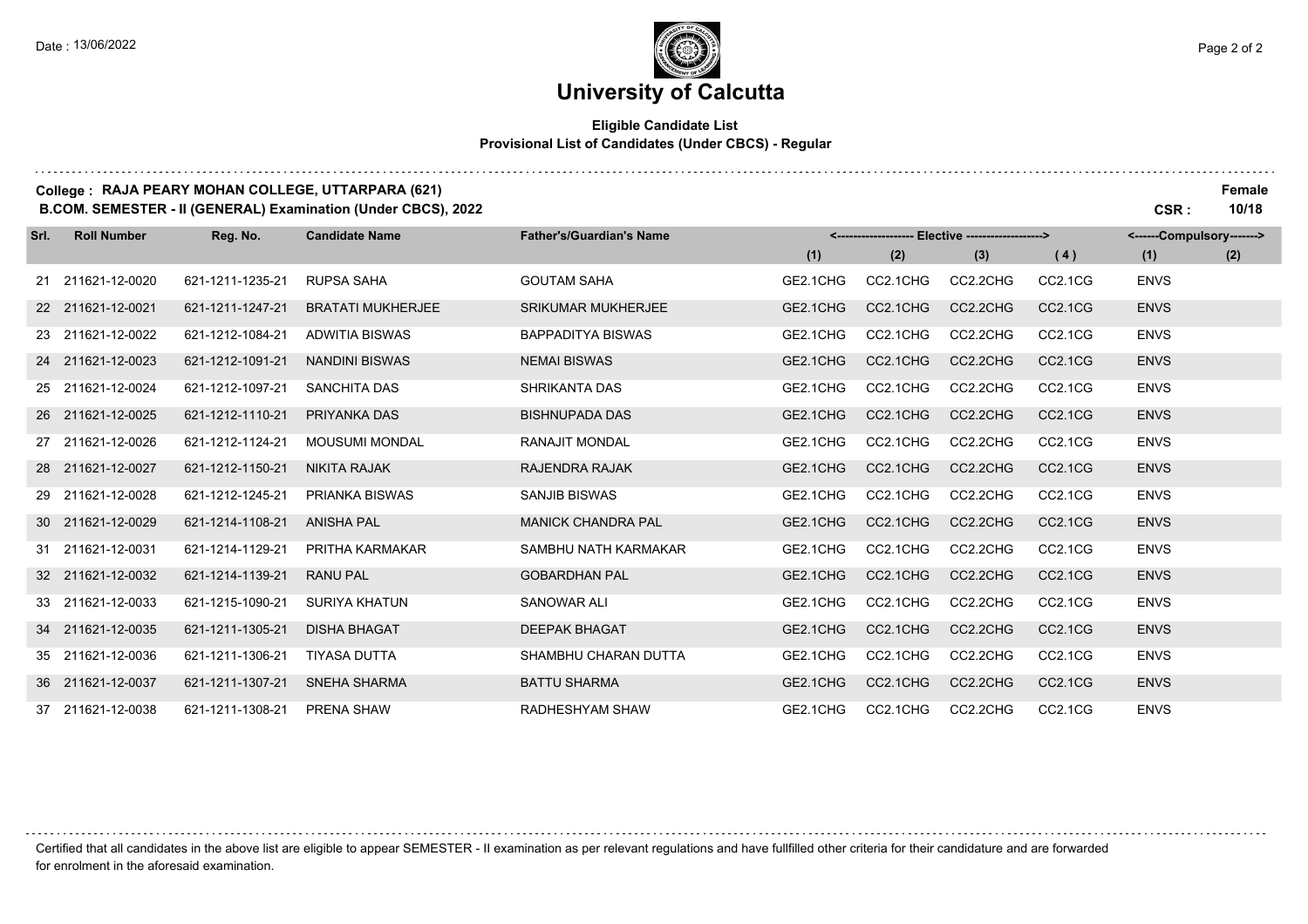# University of Calcutta

**Eligible Candidate List**
**Provisional List of Candidates (Under CBCS) - Regular**

**College : RAJA PEARY MOHAN COLLEGE, UTTARPARA (621)**
**B.COM. SEMESTER - II (GENERAL) Examination (Under CBCS), 2022**

**Female**
**CSR : 10/18**

| Srl. | Roll Number | Reg. No. | Candidate Name | Father's/Guardian's Name | Elective (1) | Elective (2) | Elective (3) | Elective (4) | Compulsory (1) | Compulsory (2) |
|---|---|---|---|---|---|---|---|---|---|---|
| 21 | 211621-12-0020 | 621-1211-1235-21 | RUPSA SAHA | GOUTAM SAHA | GE2.1CHG | CC2.1CHG | CC2.2CHG | CC2.1CG | ENVS | |
| 22 | 211621-12-0021 | 621-1211-1247-21 | BRATATI MUKHERJEE | SRIKUMAR MUKHERJEE | GE2.1CHG | CC2.1CHG | CC2.2CHG | CC2.1CG | ENVS | |
| 23 | 211621-12-0022 | 621-1212-1084-21 | ADWITIA BISWAS | BAPPADITYA BISWAS | GE2.1CHG | CC2.1CHG | CC2.2CHG | CC2.1CG | ENVS | |
| 24 | 211621-12-0023 | 621-1212-1091-21 | NANDINI BISWAS | NEMAI BISWAS | GE2.1CHG | CC2.1CHG | CC2.2CHG | CC2.1CG | ENVS | |
| 25 | 211621-12-0024 | 621-1212-1097-21 | SANCHITA DAS | SHRIKANTA DAS | GE2.1CHG | CC2.1CHG | CC2.2CHG | CC2.1CG | ENVS | |
| 26 | 211621-12-0025 | 621-1212-1110-21 | PRIYANKA DAS | BISHNUPADA DAS | GE2.1CHG | CC2.1CHG | CC2.2CHG | CC2.1CG | ENVS | |
| 27 | 211621-12-0026 | 621-1212-1124-21 | MOUSUMI MONDAL | RANAJIT MONDAL | GE2.1CHG | CC2.1CHG | CC2.2CHG | CC2.1CG | ENVS | |
| 28 | 211621-12-0027 | 621-1212-1150-21 | NIKITA RAJAK | RAJENDRA RAJAK | GE2.1CHG | CC2.1CHG | CC2.2CHG | CC2.1CG | ENVS | |
| 29 | 211621-12-0028 | 621-1212-1245-21 | PRIANKA BISWAS | SANJIB BISWAS | GE2.1CHG | CC2.1CHG | CC2.2CHG | CC2.1CG | ENVS | |
| 30 | 211621-12-0029 | 621-1214-1108-21 | ANISHA PAL | MANICK CHANDRA PAL | GE2.1CHG | CC2.1CHG | CC2.2CHG | CC2.1CG | ENVS | |
| 31 | 211621-12-0031 | 621-1214-1129-21 | PRITHA KARMAKAR | SAMBHU NATH KARMAKAR | GE2.1CHG | CC2.1CHG | CC2.2CHG | CC2.1CG | ENVS | |
| 32 | 211621-12-0032 | 621-1214-1139-21 | RANU PAL | GOBARDHAN PAL | GE2.1CHG | CC2.1CHG | CC2.2CHG | CC2.1CG | ENVS | |
| 33 | 211621-12-0033 | 621-1215-1090-21 | SURIYA KHATUN | SANOWAR ALI | GE2.1CHG | CC2.1CHG | CC2.2CHG | CC2.1CG | ENVS | |
| 34 | 211621-12-0035 | 621-1211-1305-21 | DISHA BHAGAT | DEEPAK BHAGAT | GE2.1CHG | CC2.1CHG | CC2.2CHG | CC2.1CG | ENVS | |
| 35 | 211621-12-0036 | 621-1211-1306-21 | TIYASA DUTTA | SHAMBHU CHARAN DUTTA | GE2.1CHG | CC2.1CHG | CC2.2CHG | CC2.1CG | ENVS | |
| 36 | 211621-12-0037 | 621-1211-1307-21 | SNEHA SHARMA | BATTU SHARMA | GE2.1CHG | CC2.1CHG | CC2.2CHG | CC2.1CG | ENVS | |
| 37 | 211621-12-0038 | 621-1211-1308-21 | PRENA SHAW | RADHESHYAM SHAW | GE2.1CHG | CC2.1CHG | CC2.2CHG | CC2.1CG | ENVS | |

Certified that all candidates in the above list are eligible to appear SEMESTER - II examination as per relevant regulations and have fullfilled other criteria for their candidature and are forwarded for enrolment in the aforesaid examination.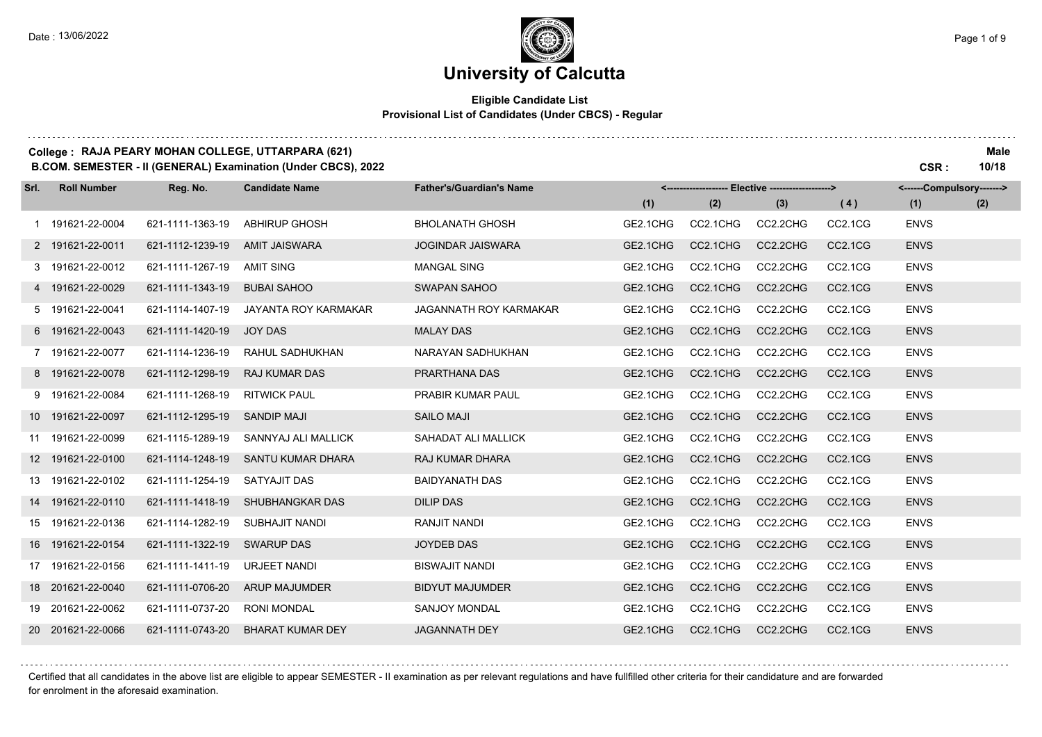# University of Calcutta

**Eligible Candidate List**
**Provisional List of Candidates (Under CBCS) - Regular**

**College : RAJA PEARY MOHAN COLLEGE, UTTARPARA (621)** — **Male**

**B.COM. SEMESTER - II (GENERAL) Examination (Under CBCS), 2022** — **CSR : 10/18**

| Srl. | Roll Number | Reg. No. | Candidate Name | Father's/Guardian's Name | Elective (1) | Elective (2) | Elective (3) | Elective (4) | Compulsory (1) | Compulsory (2) |
|---|---|---|---|---|---|---|---|---|---|---|
| 1 | 191621-22-0004 | 621-1111-1363-19 | ABHIRUP GHOSH | BHOLANATH GHOSH | GE2.1CHG | CC2.1CHG | CC2.2CHG | CC2.1CG | ENVS | |
| 2 | 191621-22-0011 | 621-1112-1239-19 | AMIT JAISWARA | JOGINDAR JAISWARA | GE2.1CHG | CC2.1CHG | CC2.2CHG | CC2.1CG | ENVS | |
| 3 | 191621-22-0012 | 621-1111-1267-19 | AMIT SING | MANGAL SING | GE2.1CHG | CC2.1CHG | CC2.2CHG | CC2.1CG | ENVS | |
| 4 | 191621-22-0029 | 621-1111-1343-19 | BUBAI SAHOO | SWAPAN SAHOO | GE2.1CHG | CC2.1CHG | CC2.2CHG | CC2.1CG | ENVS | |
| 5 | 191621-22-0041 | 621-1114-1407-19 | JAYANTA ROY KARMAKAR | JAGANNATH ROY KARMAKAR | GE2.1CHG | CC2.1CHG | CC2.2CHG | CC2.1CG | ENVS | |
| 6 | 191621-22-0043 | 621-1111-1420-19 | JOY DAS | MALAY DAS | GE2.1CHG | CC2.1CHG | CC2.2CHG | CC2.1CG | ENVS | |
| 7 | 191621-22-0077 | 621-1114-1236-19 | RAHUL SADHUKHAN | NARAYAN SADHUKHAN | GE2.1CHG | CC2.1CHG | CC2.2CHG | CC2.1CG | ENVS | |
| 8 | 191621-22-0078 | 621-1112-1298-19 | RAJ KUMAR DAS | PRARTHANA DAS | GE2.1CHG | CC2.1CHG | CC2.2CHG | CC2.1CG | ENVS | |
| 9 | 191621-22-0084 | 621-1111-1268-19 | RITWICK PAUL | PRABIR KUMAR PAUL | GE2.1CHG | CC2.1CHG | CC2.2CHG | CC2.1CG | ENVS | |
| 10 | 191621-22-0097 | 621-1112-1295-19 | SANDIP MAJI | SAILO MAJI | GE2.1CHG | CC2.1CHG | CC2.2CHG | CC2.1CG | ENVS | |
| 11 | 191621-22-0099 | 621-1115-1289-19 | SANNYAJ ALI MALLICK | SAHADAT ALI MALLICK | GE2.1CHG | CC2.1CHG | CC2.2CHG | CC2.1CG | ENVS | |
| 12 | 191621-22-0100 | 621-1114-1248-19 | SANTU KUMAR DHARA | RAJ KUMAR DHARA | GE2.1CHG | CC2.1CHG | CC2.2CHG | CC2.1CG | ENVS | |
| 13 | 191621-22-0102 | 621-1111-1254-19 | SATYAJIT DAS | BAIDYANATH DAS | GE2.1CHG | CC2.1CHG | CC2.2CHG | CC2.1CG | ENVS | |
| 14 | 191621-22-0110 | 621-1111-1418-19 | SHUBHANGKAR DAS | DILIP DAS | GE2.1CHG | CC2.1CHG | CC2.2CHG | CC2.1CG | ENVS | |
| 15 | 191621-22-0136 | 621-1114-1282-19 | SUBHAJIT NANDI | RANJIT NANDI | GE2.1CHG | CC2.1CHG | CC2.2CHG | CC2.1CG | ENVS | |
| 16 | 191621-22-0154 | 621-1111-1322-19 | SWARUP DAS | JOYDEB DAS | GE2.1CHG | CC2.1CHG | CC2.2CHG | CC2.1CG | ENVS | |
| 17 | 191621-22-0156 | 621-1111-1411-19 | URJEET NANDI | BISWAJIT NANDI | GE2.1CHG | CC2.1CHG | CC2.2CHG | CC2.1CG | ENVS | |
| 18 | 201621-22-0040 | 621-1111-0706-20 | ARUP MAJUMDER | BIDYUT MAJUMDER | GE2.1CHG | CC2.1CHG | CC2.2CHG | CC2.1CG | ENVS | |
| 19 | 201621-22-0062 | 621-1111-0737-20 | RONI MONDAL | SANJOY MONDAL | GE2.1CHG | CC2.1CHG | CC2.2CHG | CC2.1CG | ENVS | |
| 20 | 201621-22-0066 | 621-1111-0743-20 | BHARAT KUMAR DEY | JAGANNATH DEY | GE2.1CHG | CC2.1CHG | CC2.2CHG | CC2.1CG | ENVS | |

Certified that all candidates in the above list are eligible to appear SEMESTER - II examination as per relevant regulations and have fullfilled other criteria for their candidature and are forwarded for enrolment in the aforesaid examination.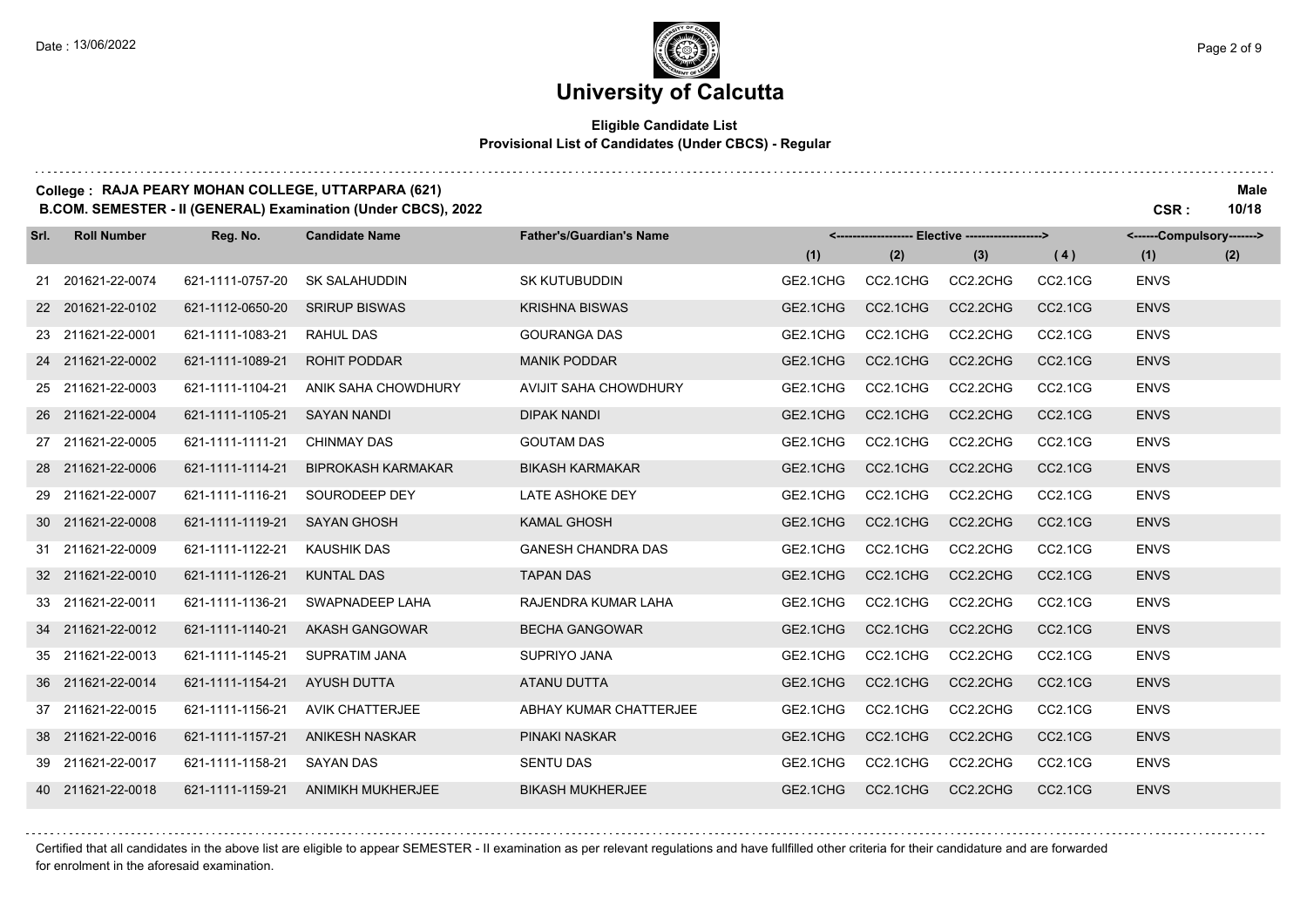# University of Calcutta

**Eligible Candidate List**
**Provisional List of Candidates (Under CBCS) - Regular**

**College : RAJA PEARY MOHAN COLLEGE, UTTARPARA (621)**
**B.COM. SEMESTER - II (GENERAL) Examination (Under CBCS), 2022**

**Male**
**CSR : 10/18**

| Srl. | Roll Number | Reg. No. | Candidate Name | Father's/Guardian's Name | Elective (1) | Elective (2) | Elective (3) | Elective (4) | Compulsory (1) | Compulsory (2) |
|---|---|---|---|---|---|---|---|---|---|---|
| 21 | 201621-22-0074 | 621-1111-0757-20 | SK SALAHUDDIN | SK KUTUBUDDIN | GE2.1CHG | CC2.1CHG | CC2.2CHG | CC2.1CG | ENVS | |
| 22 | 201621-22-0102 | 621-1112-0650-20 | SRIRUP BISWAS | KRISHNA BISWAS | GE2.1CHG | CC2.1CHG | CC2.2CHG | CC2.1CG | ENVS | |
| 23 | 211621-22-0001 | 621-1111-1083-21 | RAHUL DAS | GOURANGA DAS | GE2.1CHG | CC2.1CHG | CC2.2CHG | CC2.1CG | ENVS | |
| 24 | 211621-22-0002 | 621-1111-1089-21 | ROHIT PODDAR | MANIK PODDAR | GE2.1CHG | CC2.1CHG | CC2.2CHG | CC2.1CG | ENVS | |
| 25 | 211621-22-0003 | 621-1111-1104-21 | ANIK SAHA CHOWDHURY | AVIJIT SAHA CHOWDHURY | GE2.1CHG | CC2.1CHG | CC2.2CHG | CC2.1CG | ENVS | |
| 26 | 211621-22-0004 | 621-1111-1105-21 | SAYAN NANDI | DIPAK NANDI | GE2.1CHG | CC2.1CHG | CC2.2CHG | CC2.1CG | ENVS | |
| 27 | 211621-22-0005 | 621-1111-1111-21 | CHINMAY DAS | GOUTAM DAS | GE2.1CHG | CC2.1CHG | CC2.2CHG | CC2.1CG | ENVS | |
| 28 | 211621-22-0006 | 621-1111-1114-21 | BIPROKASH KARMAKAR | BIKASH KARMAKAR | GE2.1CHG | CC2.1CHG | CC2.2CHG | CC2.1CG | ENVS | |
| 29 | 211621-22-0007 | 621-1111-1116-21 | SOURODEEP DEY | LATE ASHOKE DEY | GE2.1CHG | CC2.1CHG | CC2.2CHG | CC2.1CG | ENVS | |
| 30 | 211621-22-0008 | 621-1111-1119-21 | SAYAN GHOSH | KAMAL GHOSH | GE2.1CHG | CC2.1CHG | CC2.2CHG | CC2.1CG | ENVS | |
| 31 | 211621-22-0009 | 621-1111-1122-21 | KAUSHIK DAS | GANESH CHANDRA DAS | GE2.1CHG | CC2.1CHG | CC2.2CHG | CC2.1CG | ENVS | |
| 32 | 211621-22-0010 | 621-1111-1126-21 | KUNTAL DAS | TAPAN DAS | GE2.1CHG | CC2.1CHG | CC2.2CHG | CC2.1CG | ENVS | |
| 33 | 211621-22-0011 | 621-1111-1136-21 | SWAPNADEEP LAHA | RAJENDRA KUMAR LAHA | GE2.1CHG | CC2.1CHG | CC2.2CHG | CC2.1CG | ENVS | |
| 34 | 211621-22-0012 | 621-1111-1140-21 | AKASH GANGOWAR | BECHA GANGOWAR | GE2.1CHG | CC2.1CHG | CC2.2CHG | CC2.1CG | ENVS | |
| 35 | 211621-22-0013 | 621-1111-1145-21 | SUPRATIM JANA | SUPRIYO JANA | GE2.1CHG | CC2.1CHG | CC2.2CHG | CC2.1CG | ENVS | |
| 36 | 211621-22-0014 | 621-1111-1154-21 | AYUSH DUTTA | ATANU DUTTA | GE2.1CHG | CC2.1CHG | CC2.2CHG | CC2.1CG | ENVS | |
| 37 | 211621-22-0015 | 621-1111-1156-21 | AVIK CHATTERJEE | ABHAY KUMAR CHATTERJEE | GE2.1CHG | CC2.1CHG | CC2.2CHG | CC2.1CG | ENVS | |
| 38 | 211621-22-0016 | 621-1111-1157-21 | ANIKESH NASKAR | PINAKI NASKAR | GE2.1CHG | CC2.1CHG | CC2.2CHG | CC2.1CG | ENVS | |
| 39 | 211621-22-0017 | 621-1111-1158-21 | SAYAN DAS | SENTU DAS | GE2.1CHG | CC2.1CHG | CC2.2CHG | CC2.1CG | ENVS | |
| 40 | 211621-22-0018 | 621-1111-1159-21 | ANIMIKH MUKHERJEE | BIKASH MUKHERJEE | GE2.1CHG | CC2.1CHG | CC2.2CHG | CC2.1CG | ENVS | |

Certified that all candidates in the above list are eligible to appear SEMESTER - II examination as per relevant regulations and have fullfilled other criteria for their candidature and are forwarded for enrolment in the aforesaid examination.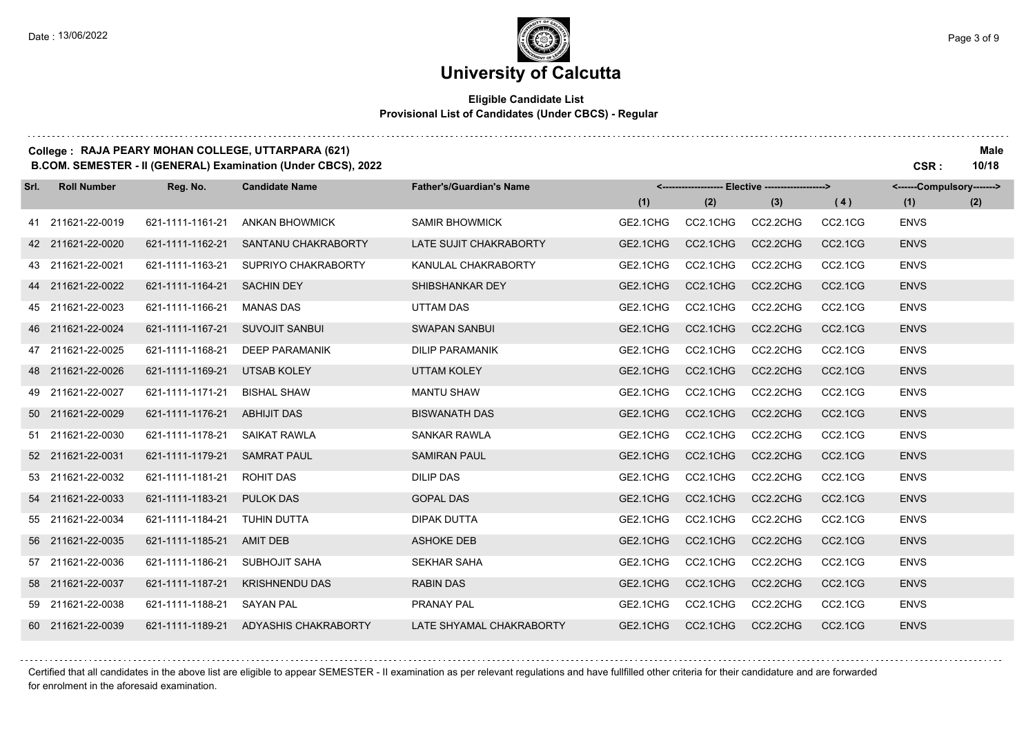# University of Calcutta

**Eligible Candidate List**
**Provisional List of Candidates (Under CBCS) - Regular**

**College : RAJA PEARY MOHAN COLLEGE, UTTARPARA (621)** **Male**
**B.COM. SEMESTER - II (GENERAL) Examination (Under CBCS), 2022** **CSR : 10/18**

| Srl. | Roll Number | Reg. No. | Candidate Name | Father's/Guardian's Name | Elective (1) | Elective (2) | Elective (3) | Elective (4) | Compulsory (1) | Compulsory (2) |
|---|---|---|---|---|---|---|---|---|---|---|
| 41 | 211621-22-0019 | 621-1111-1161-21 | ANKAN BHOWMICK | SAMIR BHOWMICK | GE2.1CHG | CC2.1CHG | CC2.2CHG | CC2.1CG | ENVS | |
| 42 | 211621-22-0020 | 621-1111-1162-21 | SANTANU CHAKRABORTY | LATE SUJIT CHAKRABORTY | GE2.1CHG | CC2.1CHG | CC2.2CHG | CC2.1CG | ENVS | |
| 43 | 211621-22-0021 | 621-1111-1163-21 | SUPRIYO CHAKRABORTY | KANULAL CHAKRABORTY | GE2.1CHG | CC2.1CHG | CC2.2CHG | CC2.1CG | ENVS | |
| 44 | 211621-22-0022 | 621-1111-1164-21 | SACHIN DEY | SHIBSHANKAR DEY | GE2.1CHG | CC2.1CHG | CC2.2CHG | CC2.1CG | ENVS | |
| 45 | 211621-22-0023 | 621-1111-1166-21 | MANAS DAS | UTTAM DAS | GE2.1CHG | CC2.1CHG | CC2.2CHG | CC2.1CG | ENVS | |
| 46 | 211621-22-0024 | 621-1111-1167-21 | SUVOJIT SANBUI | SWAPAN SANBUI | GE2.1CHG | CC2.1CHG | CC2.2CHG | CC2.1CG | ENVS | |
| 47 | 211621-22-0025 | 621-1111-1168-21 | DEEP PARAMANIK | DILIP PARAMANIK | GE2.1CHG | CC2.1CHG | CC2.2CHG | CC2.1CG | ENVS | |
| 48 | 211621-22-0026 | 621-1111-1169-21 | UTSAB KOLEY | UTTAM KOLEY | GE2.1CHG | CC2.1CHG | CC2.2CHG | CC2.1CG | ENVS | |
| 49 | 211621-22-0027 | 621-1111-1171-21 | BISHAL SHAW | MANTU SHAW | GE2.1CHG | CC2.1CHG | CC2.2CHG | CC2.1CG | ENVS | |
| 50 | 211621-22-0029 | 621-1111-1176-21 | ABHIJIT DAS | BISWANATH DAS | GE2.1CHG | CC2.1CHG | CC2.2CHG | CC2.1CG | ENVS | |
| 51 | 211621-22-0030 | 621-1111-1178-21 | SAIKAT RAWLA | SANKAR RAWLA | GE2.1CHG | CC2.1CHG | CC2.2CHG | CC2.1CG | ENVS | |
| 52 | 211621-22-0031 | 621-1111-1179-21 | SAMRAT PAUL | SAMIRAN PAUL | GE2.1CHG | CC2.1CHG | CC2.2CHG | CC2.1CG | ENVS | |
| 53 | 211621-22-0032 | 621-1111-1181-21 | ROHIT DAS | DILIP DAS | GE2.1CHG | CC2.1CHG | CC2.2CHG | CC2.1CG | ENVS | |
| 54 | 211621-22-0033 | 621-1111-1183-21 | PULOK DAS | GOPAL DAS | GE2.1CHG | CC2.1CHG | CC2.2CHG | CC2.1CG | ENVS | |
| 55 | 211621-22-0034 | 621-1111-1184-21 | TUHIN DUTTA | DIPAK DUTTA | GE2.1CHG | CC2.1CHG | CC2.2CHG | CC2.1CG | ENVS | |
| 56 | 211621-22-0035 | 621-1111-1185-21 | AMIT DEB | ASHOKE DEB | GE2.1CHG | CC2.1CHG | CC2.2CHG | CC2.1CG | ENVS | |
| 57 | 211621-22-0036 | 621-1111-1186-21 | SUBHOJIT SAHA | SEKHAR SAHA | GE2.1CHG | CC2.1CHG | CC2.2CHG | CC2.1CG | ENVS | |
| 58 | 211621-22-0037 | 621-1111-1187-21 | KRISHNENDU DAS | RABIN DAS | GE2.1CHG | CC2.1CHG | CC2.2CHG | CC2.1CG | ENVS | |
| 59 | 211621-22-0038 | 621-1111-1188-21 | SAYAN PAL | PRANAY PAL | GE2.1CHG | CC2.1CHG | CC2.2CHG | CC2.1CG | ENVS | |
| 60 | 211621-22-0039 | 621-1111-1189-21 | ADYASHIS CHAKRABORTY | LATE SHYAMAL CHAKRABORTY | GE2.1CHG | CC2.1CHG | CC2.2CHG | CC2.1CG | ENVS | |

Certified that all candidates in the above list are eligible to appear SEMESTER - II examination as per relevant regulations and have fullfilled other criteria for their candidature and are forwarded for enrolment in the aforesaid examination.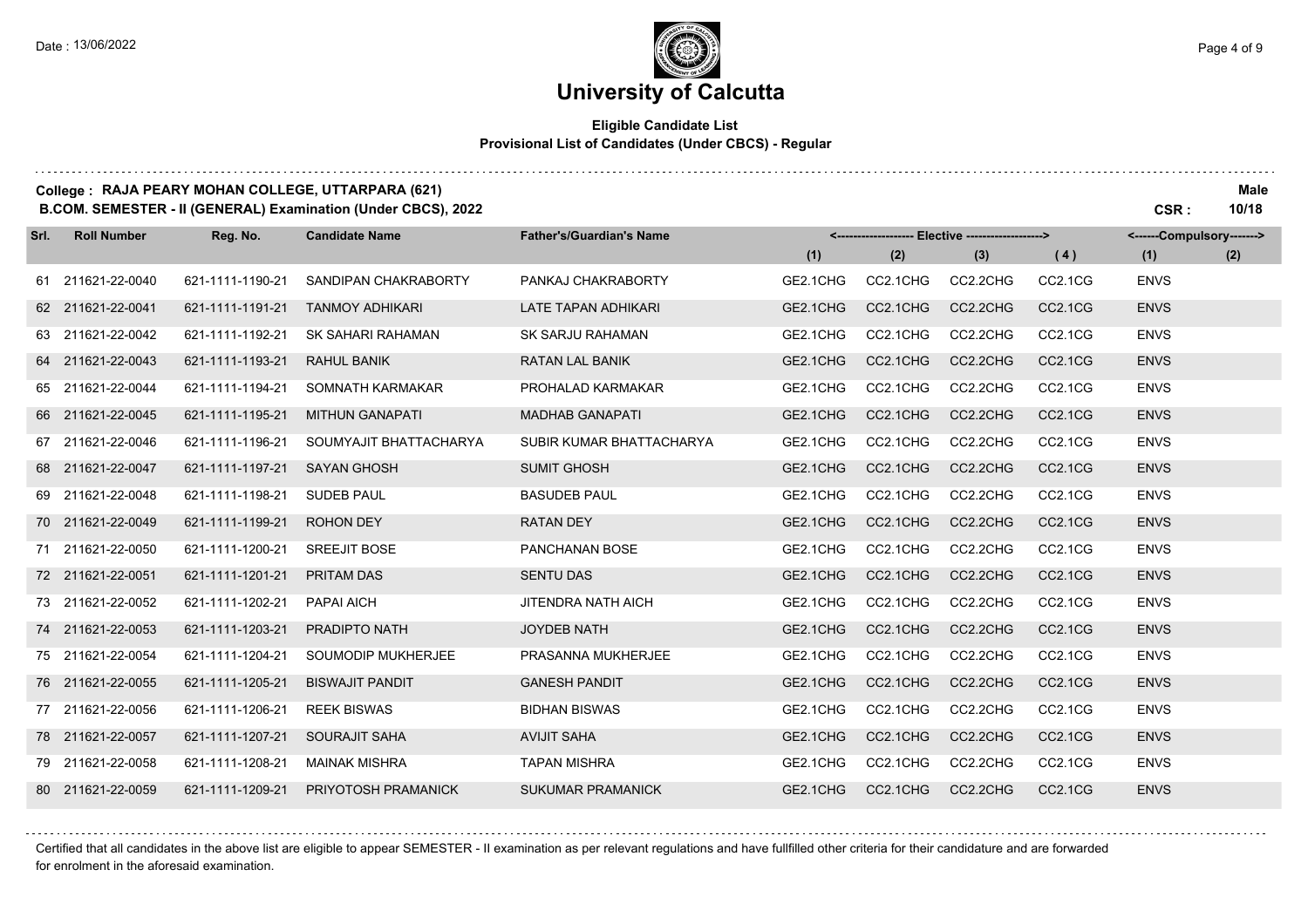# University of Calcutta

**Eligible Candidate List**
**Provisional List of Candidates (Under CBCS) - Regular**

**College : RAJA PEARY MOHAN COLLEGE, UTTARPARA (621)**
**B.COM. SEMESTER - II (GENERAL) Examination (Under CBCS), 2022**

**Male**
**CSR : 10/18**

| Srl. | Roll Number | Reg. No. | Candidate Name | Father's/Guardian's Name | Elective (1) | Elective (2) | Elective (3) | Elective (4) | Compulsory (1) | Compulsory (2) |
|---|---|---|---|---|---|---|---|---|---|---|
| 61 | 211621-22-0040 | 621-1111-1190-21 | SANDIPAN CHAKRABORTY | PANKAJ CHAKRABORTY | GE2.1CHG | CC2.1CHG | CC2.2CHG | CC2.1CG | ENVS | |
| 62 | 211621-22-0041 | 621-1111-1191-21 | TANMOY ADHIKARI | LATE TAPAN ADHIKARI | GE2.1CHG | CC2.1CHG | CC2.2CHG | CC2.1CG | ENVS | |
| 63 | 211621-22-0042 | 621-1111-1192-21 | SK SAHARI RAHAMAN | SK SARJU RAHAMAN | GE2.1CHG | CC2.1CHG | CC2.2CHG | CC2.1CG | ENVS | |
| 64 | 211621-22-0043 | 621-1111-1193-21 | RAHUL BANIK | RATAN LAL BANIK | GE2.1CHG | CC2.1CHG | CC2.2CHG | CC2.1CG | ENVS | |
| 65 | 211621-22-0044 | 621-1111-1194-21 | SOMNATH KARMAKAR | PROHALAD KARMAKAR | GE2.1CHG | CC2.1CHG | CC2.2CHG | CC2.1CG | ENVS | |
| 66 | 211621-22-0045 | 621-1111-1195-21 | MITHUN GANAPATI | MADHAB GANAPATI | GE2.1CHG | CC2.1CHG | CC2.2CHG | CC2.1CG | ENVS | |
| 67 | 211621-22-0046 | 621-1111-1196-21 | SOUMYAJIT BHATTACHARYA | SUBIR KUMAR BHATTACHARYA | GE2.1CHG | CC2.1CHG | CC2.2CHG | CC2.1CG | ENVS | |
| 68 | 211621-22-0047 | 621-1111-1197-21 | SAYAN GHOSH | SUMIT GHOSH | GE2.1CHG | CC2.1CHG | CC2.2CHG | CC2.1CG | ENVS | |
| 69 | 211621-22-0048 | 621-1111-1198-21 | SUDEB PAUL | BASUDEB PAUL | GE2.1CHG | CC2.1CHG | CC2.2CHG | CC2.1CG | ENVS | |
| 70 | 211621-22-0049 | 621-1111-1199-21 | ROHON DEY | RATAN DEY | GE2.1CHG | CC2.1CHG | CC2.2CHG | CC2.1CG | ENVS | |
| 71 | 211621-22-0050 | 621-1111-1200-21 | SREEJIT BOSE | PANCHANAN BOSE | GE2.1CHG | CC2.1CHG | CC2.2CHG | CC2.1CG | ENVS | |
| 72 | 211621-22-0051 | 621-1111-1201-21 | PRITAM DAS | SENTU DAS | GE2.1CHG | CC2.1CHG | CC2.2CHG | CC2.1CG | ENVS | |
| 73 | 211621-22-0052 | 621-1111-1202-21 | PAPAI AICH | JITENDRA NATH AICH | GE2.1CHG | CC2.1CHG | CC2.2CHG | CC2.1CG | ENVS | |
| 74 | 211621-22-0053 | 621-1111-1203-21 | PRADIPTO NATH | JOYDEB NATH | GE2.1CHG | CC2.1CHG | CC2.2CHG | CC2.1CG | ENVS | |
| 75 | 211621-22-0054 | 621-1111-1204-21 | SOUMODIP MUKHERJEE | PRASANNA MUKHERJEE | GE2.1CHG | CC2.1CHG | CC2.2CHG | CC2.1CG | ENVS | |
| 76 | 211621-22-0055 | 621-1111-1205-21 | BISWAJIT PANDIT | GANESH PANDIT | GE2.1CHG | CC2.1CHG | CC2.2CHG | CC2.1CG | ENVS | |
| 77 | 211621-22-0056 | 621-1111-1206-21 | REEK BISWAS | BIDHAN BISWAS | GE2.1CHG | CC2.1CHG | CC2.2CHG | CC2.1CG | ENVS | |
| 78 | 211621-22-0057 | 621-1111-1207-21 | SOURAJIT SAHA | AVIJIT SAHA | GE2.1CHG | CC2.1CHG | CC2.2CHG | CC2.1CG | ENVS | |
| 79 | 211621-22-0058 | 621-1111-1208-21 | MAINAK MISHRA | TAPAN MISHRA | GE2.1CHG | CC2.1CHG | CC2.2CHG | CC2.1CG | ENVS | |
| 80 | 211621-22-0059 | 621-1111-1209-21 | PRIYOTOSH PRAMANICK | SUKUMAR PRAMANICK | GE2.1CHG | CC2.1CHG | CC2.2CHG | CC2.1CG | ENVS | |

Certified that all candidates in the above list are eligible to appear SEMESTER - II examination as per relevant regulations and have fullfilled other criteria for their candidature and are forwarded for enrolment in the aforesaid examination.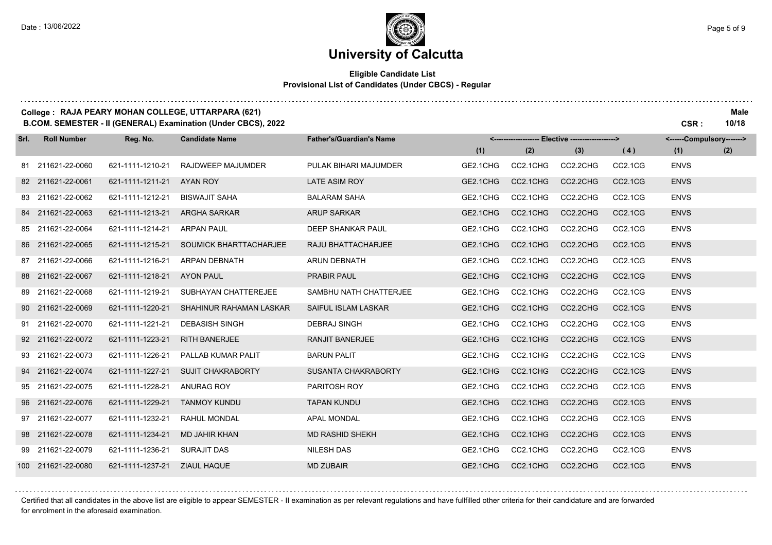# University of Calcutta

**Eligible Candidate List**
**Provisional List of Candidates (Under CBCS) - Regular**

**College : RAJA PEARY MOHAN COLLEGE, UTTARPARA (621)** **Male**
**B.COM. SEMESTER - II (GENERAL) Examination (Under CBCS), 2022** **CSR : 10/18**

| Srl. | Roll Number | Reg. No. | Candidate Name | Father's/Guardian's Name | <------ Elective ------> | | | | <---Compulsory---> | |
|---|---|---|---|---|---|---|---|---|---|---|
| | | | | | (1) | (2) | (3) | (4) | (1) | (2) |
| 81 | 211621-22-0060 | 621-1111-1210-21 | RAJDWEEP MAJUMDER | PULAK BIHARI MAJUMDER | GE2.1CHG | CC2.1CHG | CC2.2CHG | CC2.1CG | ENVS | |
| 82 | 211621-22-0061 | 621-1111-1211-21 | AYAN ROY | LATE ASIM ROY | GE2.1CHG | CC2.1CHG | CC2.2CHG | CC2.1CG | ENVS | |
| 83 | 211621-22-0062 | 621-1111-1212-21 | BISWAJIT SAHA | BALARAM SAHA | GE2.1CHG | CC2.1CHG | CC2.2CHG | CC2.1CG | ENVS | |
| 84 | 211621-22-0063 | 621-1111-1213-21 | ARGHA SARKAR | ARUP SARKAR | GE2.1CHG | CC2.1CHG | CC2.2CHG | CC2.1CG | ENVS | |
| 85 | 211621-22-0064 | 621-1111-1214-21 | ARPAN PAUL | DEEP SHANKAR PAUL | GE2.1CHG | CC2.1CHG | CC2.2CHG | CC2.1CG | ENVS | |
| 86 | 211621-22-0065 | 621-1111-1215-21 | SOUMICK BHARTTACHARJEE | RAJU BHATTACHARJEE | GE2.1CHG | CC2.1CHG | CC2.2CHG | CC2.1CG | ENVS | |
| 87 | 211621-22-0066 | 621-1111-1216-21 | ARPAN DEBNATH | ARUN DEBNATH | GE2.1CHG | CC2.1CHG | CC2.2CHG | CC2.1CG | ENVS | |
| 88 | 211621-22-0067 | 621-1111-1218-21 | AYON PAUL | PRABIR PAUL | GE2.1CHG | CC2.1CHG | CC2.2CHG | CC2.1CG | ENVS | |
| 89 | 211621-22-0068 | 621-1111-1219-21 | SUBHAYAN CHATTEREJEE | SAMBHU NATH CHATTERJEE | GE2.1CHG | CC2.1CHG | CC2.2CHG | CC2.1CG | ENVS | |
| 90 | 211621-22-0069 | 621-1111-1220-21 | SHAHINUR RAHAMAN LASKAR | SAIFUL ISLAM LASKAR | GE2.1CHG | CC2.1CHG | CC2.2CHG | CC2.1CG | ENVS | |
| 91 | 211621-22-0070 | 621-1111-1221-21 | DEBASISH SINGH | DEBRAJ SINGH | GE2.1CHG | CC2.1CHG | CC2.2CHG | CC2.1CG | ENVS | |
| 92 | 211621-22-0072 | 621-1111-1223-21 | RITH BANERJEE | RANJIT BANERJEE | GE2.1CHG | CC2.1CHG | CC2.2CHG | CC2.1CG | ENVS | |
| 93 | 211621-22-0073 | 621-1111-1226-21 | PALLAB KUMAR PALIT | BARUN PALIT | GE2.1CHG | CC2.1CHG | CC2.2CHG | CC2.1CG | ENVS | |
| 94 | 211621-22-0074 | 621-1111-1227-21 | SUJIT CHAKRABORTY | SUSANTA CHAKRABORTY | GE2.1CHG | CC2.1CHG | CC2.2CHG | CC2.1CG | ENVS | |
| 95 | 211621-22-0075 | 621-1111-1228-21 | ANURAG ROY | PARITOSH ROY | GE2.1CHG | CC2.1CHG | CC2.2CHG | CC2.1CG | ENVS | |
| 96 | 211621-22-0076 | 621-1111-1229-21 | TANMOY KUNDU | TAPAN KUNDU | GE2.1CHG | CC2.1CHG | CC2.2CHG | CC2.1CG | ENVS | |
| 97 | 211621-22-0077 | 621-1111-1232-21 | RAHUL MONDAL | APAL MONDAL | GE2.1CHG | CC2.1CHG | CC2.2CHG | CC2.1CG | ENVS | |
| 98 | 211621-22-0078 | 621-1111-1234-21 | MD JAHIR KHAN | MD RASHID SHEKH | GE2.1CHG | CC2.1CHG | CC2.2CHG | CC2.1CG | ENVS | |
| 99 | 211621-22-0079 | 621-1111-1236-21 | SURAJIT DAS | NILESH DAS | GE2.1CHG | CC2.1CHG | CC2.2CHG | CC2.1CG | ENVS | |
| 100 | 211621-22-0080 | 621-1111-1237-21 | ZIAUL HAQUE | MD ZUBAIR | GE2.1CHG | CC2.1CHG | CC2.2CHG | CC2.1CG | ENVS | |

Certified that all candidates in the above list are eligible to appear SEMESTER - II examination as per relevant regulations and have fullfilled other criteria for their candidature and are forwarded for enrolment in the aforesaid examination.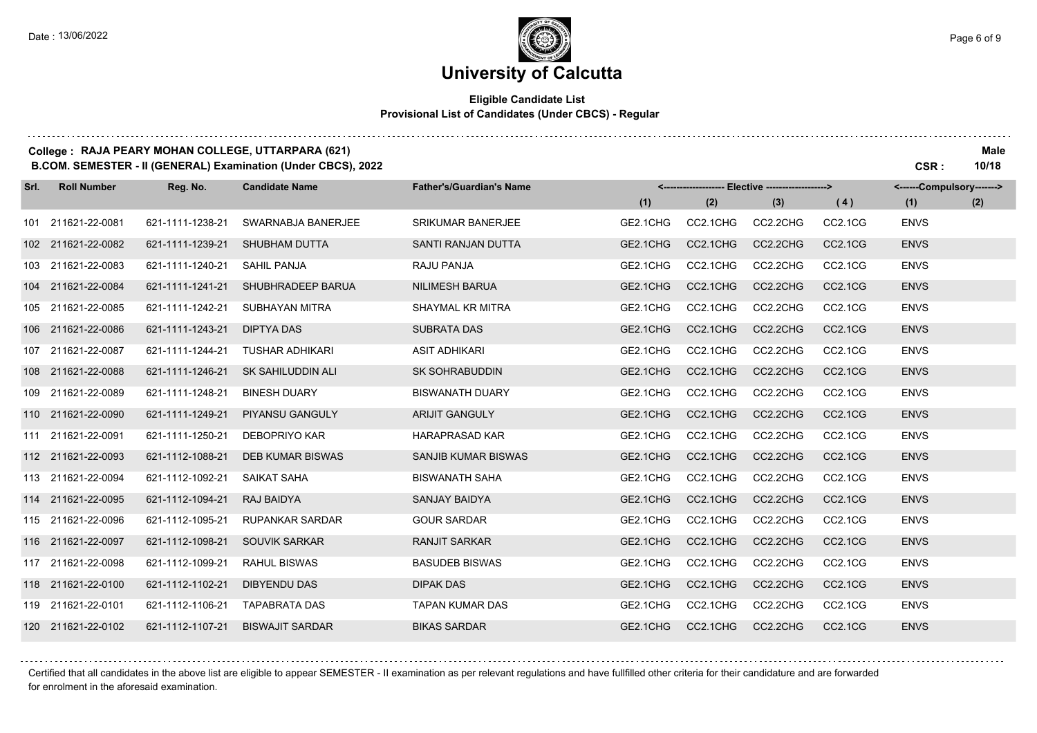# University of Calcutta

**Eligible Candidate List**
**Provisional List of Candidates (Under CBCS) - Regular**

**College : RAJA PEARY MOHAN COLLEGE, UTTARPARA (621)** **Male**
**B.COM. SEMESTER - II (GENERAL) Examination (Under CBCS), 2022** **CSR : 10/18**

| Srl. | Roll Number | Reg. No. | Candidate Name | Father's/Guardian's Name | Elective (1) | Elective (2) | Elective (3) | Elective (4) | Compulsory (1) | Compulsory (2) |
|---|---|---|---|---|---|---|---|---|---|---|
| 101 | 211621-22-0081 | 621-1111-1238-21 | SWARNABJA BANERJEE | SRIKUMAR BANERJEE | GE2.1CHG | CC2.1CHG | CC2.2CHG | CC2.1CG | ENVS | |
| 102 | 211621-22-0082 | 621-1111-1239-21 | SHUBHAM DUTTA | SANTI RANJAN DUTTA | GE2.1CHG | CC2.1CHG | CC2.2CHG | CC2.1CG | ENVS | |
| 103 | 211621-22-0083 | 621-1111-1240-21 | SAHIL PANJA | RAJU PANJA | GE2.1CHG | CC2.1CHG | CC2.2CHG | CC2.1CG | ENVS | |
| 104 | 211621-22-0084 | 621-1111-1241-21 | SHUBHRADEEP BARUA | NILIMESH BARUA | GE2.1CHG | CC2.1CHG | CC2.2CHG | CC2.1CG | ENVS | |
| 105 | 211621-22-0085 | 621-1111-1242-21 | SUBHAYAN MITRA | SHAYMAL KR MITRA | GE2.1CHG | CC2.1CHG | CC2.2CHG | CC2.1CG | ENVS | |
| 106 | 211621-22-0086 | 621-1111-1243-21 | DIPTYA DAS | SUBRATA DAS | GE2.1CHG | CC2.1CHG | CC2.2CHG | CC2.1CG | ENVS | |
| 107 | 211621-22-0087 | 621-1111-1244-21 | TUSHAR ADHIKARI | ASIT ADHIKARI | GE2.1CHG | CC2.1CHG | CC2.2CHG | CC2.1CG | ENVS | |
| 108 | 211621-22-0088 | 621-1111-1246-21 | SK SAHILUDDIN ALI | SK SOHRABUDDIN | GE2.1CHG | CC2.1CHG | CC2.2CHG | CC2.1CG | ENVS | |
| 109 | 211621-22-0089 | 621-1111-1248-21 | BINESH DUARY | BISWANATH DUARY | GE2.1CHG | CC2.1CHG | CC2.2CHG | CC2.1CG | ENVS | |
| 110 | 211621-22-0090 | 621-1111-1249-21 | PIYANSU GANGULY | ARIJIT GANGULY | GE2.1CHG | CC2.1CHG | CC2.2CHG | CC2.1CG | ENVS | |
| 111 | 211621-22-0091 | 621-1111-1250-21 | DEBOPRIYO KAR | HARAPRASAD KAR | GE2.1CHG | CC2.1CHG | CC2.2CHG | CC2.1CG | ENVS | |
| 112 | 211621-22-0093 | 621-1112-1088-21 | DEB KUMAR BISWAS | SANJIB KUMAR BISWAS | GE2.1CHG | CC2.1CHG | CC2.2CHG | CC2.1CG | ENVS | |
| 113 | 211621-22-0094 | 621-1112-1092-21 | SAIKAT SAHA | BISWANATH SAHA | GE2.1CHG | CC2.1CHG | CC2.2CHG | CC2.1CG | ENVS | |
| 114 | 211621-22-0095 | 621-1112-1094-21 | RAJ BAIDYA | SANJAY BAIDYA | GE2.1CHG | CC2.1CHG | CC2.2CHG | CC2.1CG | ENVS | |
| 115 | 211621-22-0096 | 621-1112-1095-21 | RUPANKAR SARDAR | GOUR SARDAR | GE2.1CHG | CC2.1CHG | CC2.2CHG | CC2.1CG | ENVS | |
| 116 | 211621-22-0097 | 621-1112-1098-21 | SOUVIK SARKAR | RANJIT SARKAR | GE2.1CHG | CC2.1CHG | CC2.2CHG | CC2.1CG | ENVS | |
| 117 | 211621-22-0098 | 621-1112-1099-21 | RAHUL BISWAS | BASUDEB BISWAS | GE2.1CHG | CC2.1CHG | CC2.2CHG | CC2.1CG | ENVS | |
| 118 | 211621-22-0100 | 621-1112-1102-21 | DIBYENDU DAS | DIPAK DAS | GE2.1CHG | CC2.1CHG | CC2.2CHG | CC2.1CG | ENVS | |
| 119 | 211621-22-0101 | 621-1112-1106-21 | TAPABRATA DAS | TAPAN KUMAR DAS | GE2.1CHG | CC2.1CHG | CC2.2CHG | CC2.1CG | ENVS | |
| 120 | 211621-22-0102 | 621-1112-1107-21 | BISWAJIT SARDAR | BIKAS SARDAR | GE2.1CHG | CC2.1CHG | CC2.2CHG | CC2.1CG | ENVS | |

Certified that all candidates in the above list are eligible to appear SEMESTER - II examination as per relevant regulations and have fullfilled other criteria for their candidature and are forwarded for enrolment in the aforesaid examination.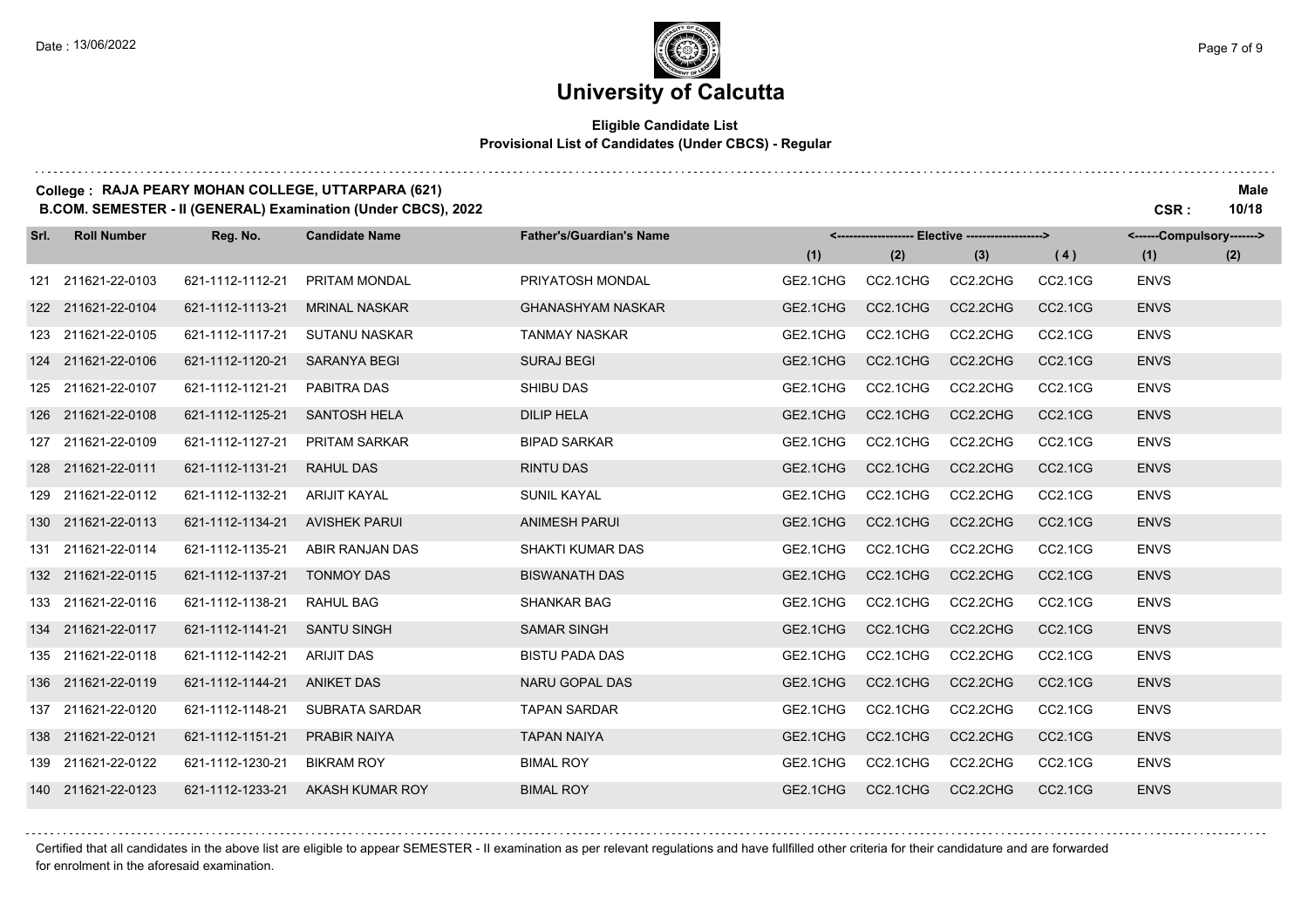# University of Calcutta

**Eligible Candidate List**
**Provisional List of Candidates (Under CBCS) - Regular**

**College : RAJA PEARY MOHAN COLLEGE, UTTARPARA (621)** — **Male**
**B.COM. SEMESTER - II (GENERAL) Examination (Under CBCS), 2022** — **CSR : 10/18**

| Srl. | Roll Number | Reg. No. | Candidate Name | Father's/Guardian's Name | Elective (1) | Elective (2) | Elective (3) | Elective (4) | Compulsory (1) | Compulsory (2) |
|---|---|---|---|---|---|---|---|---|---|---|
| 121 | 211621-22-0103 | 621-1112-1112-21 | PRITAM MONDAL | PRIYATOSH MONDAL | GE2.1CHG | CC2.1CHG | CC2.2CHG | CC2.1CG | ENVS | |
| 122 | 211621-22-0104 | 621-1112-1113-21 | MRINAL NASKAR | GHANASHYAM NASKAR | GE2.1CHG | CC2.1CHG | CC2.2CHG | CC2.1CG | ENVS | |
| 123 | 211621-22-0105 | 621-1112-1117-21 | SUTANU NASKAR | TANMAY NASKAR | GE2.1CHG | CC2.1CHG | CC2.2CHG | CC2.1CG | ENVS | |
| 124 | 211621-22-0106 | 621-1112-1120-21 | SARANYA BEGI | SURAJ BEGI | GE2.1CHG | CC2.1CHG | CC2.2CHG | CC2.1CG | ENVS | |
| 125 | 211621-22-0107 | 621-1112-1121-21 | PABITRA DAS | SHIBU DAS | GE2.1CHG | CC2.1CHG | CC2.2CHG | CC2.1CG | ENVS | |
| 126 | 211621-22-0108 | 621-1112-1125-21 | SANTOSH HELA | DILIP HELA | GE2.1CHG | CC2.1CHG | CC2.2CHG | CC2.1CG | ENVS | |
| 127 | 211621-22-0109 | 621-1112-1127-21 | PRITAM SARKAR | BIPAD SARKAR | GE2.1CHG | CC2.1CHG | CC2.2CHG | CC2.1CG | ENVS | |
| 128 | 211621-22-0111 | 621-1112-1131-21 | RAHUL DAS | RINTU DAS | GE2.1CHG | CC2.1CHG | CC2.2CHG | CC2.1CG | ENVS | |
| 129 | 211621-22-0112 | 621-1112-1132-21 | ARIJIT KAYAL | SUNIL KAYAL | GE2.1CHG | CC2.1CHG | CC2.2CHG | CC2.1CG | ENVS | |
| 130 | 211621-22-0113 | 621-1112-1134-21 | AVISHEK PARUI | ANIMESH PARUI | GE2.1CHG | CC2.1CHG | CC2.2CHG | CC2.1CG | ENVS | |
| 131 | 211621-22-0114 | 621-1112-1135-21 | ABIR RANJAN DAS | SHAKTI KUMAR DAS | GE2.1CHG | CC2.1CHG | CC2.2CHG | CC2.1CG | ENVS | |
| 132 | 211621-22-0115 | 621-1112-1137-21 | TONMOY DAS | BISWANATH DAS | GE2.1CHG | CC2.1CHG | CC2.2CHG | CC2.1CG | ENVS | |
| 133 | 211621-22-0116 | 621-1112-1138-21 | RAHUL BAG | SHANKAR BAG | GE2.1CHG | CC2.1CHG | CC2.2CHG | CC2.1CG | ENVS | |
| 134 | 211621-22-0117 | 621-1112-1141-21 | SANTU SINGH | SAMAR SINGH | GE2.1CHG | CC2.1CHG | CC2.2CHG | CC2.1CG | ENVS | |
| 135 | 211621-22-0118 | 621-1112-1142-21 | ARIJIT DAS | BISTU PADA DAS | GE2.1CHG | CC2.1CHG | CC2.2CHG | CC2.1CG | ENVS | |
| 136 | 211621-22-0119 | 621-1112-1144-21 | ANIKET DAS | NARU GOPAL DAS | GE2.1CHG | CC2.1CHG | CC2.2CHG | CC2.1CG | ENVS | |
| 137 | 211621-22-0120 | 621-1112-1148-21 | SUBRATA SARDAR | TAPAN SARDAR | GE2.1CHG | CC2.1CHG | CC2.2CHG | CC2.1CG | ENVS | |
| 138 | 211621-22-0121 | 621-1112-1151-21 | PRABIR NAIYA | TAPAN NAIYA | GE2.1CHG | CC2.1CHG | CC2.2CHG | CC2.1CG | ENVS | |
| 139 | 211621-22-0122 | 621-1112-1230-21 | BIKRAM ROY | BIMAL ROY | GE2.1CHG | CC2.1CHG | CC2.2CHG | CC2.1CG | ENVS | |
| 140 | 211621-22-0123 | 621-1112-1233-21 | AKASH KUMAR ROY | BIMAL ROY | GE2.1CHG | CC2.1CHG | CC2.2CHG | CC2.1CG | ENVS | |

Certified that all candidates in the above list are eligible to appear SEMESTER - II examination as per relevant regulations and have fullfilled other criteria for their candidature and are forwarded for enrolment in the aforesaid examination.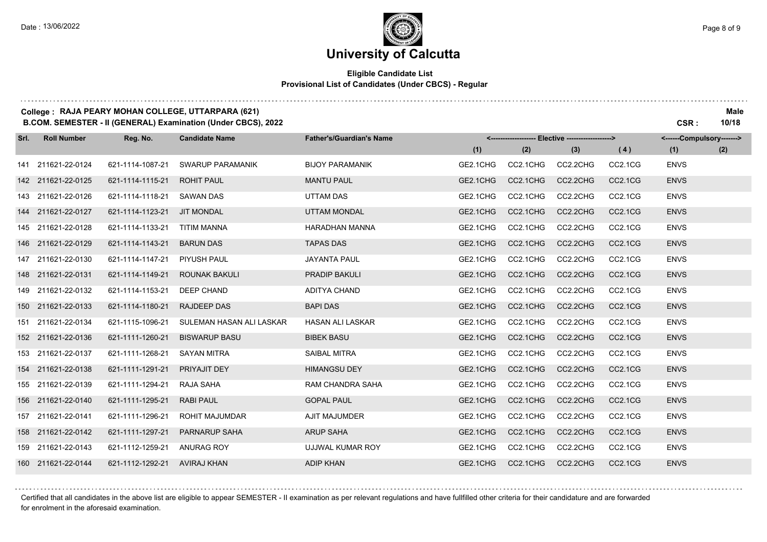# University of Calcutta

**Eligible Candidate List**
**Provisional List of Candidates (Under CBCS) - Regular**

**College : RAJA PEARY MOHAN COLLEGE, UTTARPARA (621)**
**B.COM. SEMESTER - II (GENERAL) Examination (Under CBCS), 2022**

**Male**
**CSR : 10/18**

| Srl. | Roll Number | Reg. No. | Candidate Name | Father's/Guardian's Name | Elective (1) | Elective (2) | Elective (3) | Elective (4) | Compulsory (1) | Compulsory (2) |
|---|---|---|---|---|---|---|---|---|---|---|
| 141 | 211621-22-0124 | 621-1114-1087-21 | SWARUP PARAMANIK | BIJOY PARAMANIK | GE2.1CHG | CC2.1CHG | CC2.2CHG | CC2.1CG | ENVS | |
| 142 | 211621-22-0125 | 621-1114-1115-21 | ROHIT PAUL | MANTU PAUL | GE2.1CHG | CC2.1CHG | CC2.2CHG | CC2.1CG | ENVS | |
| 143 | 211621-22-0126 | 621-1114-1118-21 | SAWAN DAS | UTTAM DAS | GE2.1CHG | CC2.1CHG | CC2.2CHG | CC2.1CG | ENVS | |
| 144 | 211621-22-0127 | 621-1114-1123-21 | JIT MONDAL | UTTAM MONDAL | GE2.1CHG | CC2.1CHG | CC2.2CHG | CC2.1CG | ENVS | |
| 145 | 211621-22-0128 | 621-1114-1133-21 | TITIM MANNA | HARADHAN MANNA | GE2.1CHG | CC2.1CHG | CC2.2CHG | CC2.1CG | ENVS | |
| 146 | 211621-22-0129 | 621-1114-1143-21 | BARUN DAS | TAPAS DAS | GE2.1CHG | CC2.1CHG | CC2.2CHG | CC2.1CG | ENVS | |
| 147 | 211621-22-0130 | 621-1114-1147-21 | PIYUSH PAUL | JAYANTA PAUL | GE2.1CHG | CC2.1CHG | CC2.2CHG | CC2.1CG | ENVS | |
| 148 | 211621-22-0131 | 621-1114-1149-21 | ROUNAK BAKULI | PRADIP BAKULI | GE2.1CHG | CC2.1CHG | CC2.2CHG | CC2.1CG | ENVS | |
| 149 | 211621-22-0132 | 621-1114-1153-21 | DEEP CHAND | ADITYA CHAND | GE2.1CHG | CC2.1CHG | CC2.2CHG | CC2.1CG | ENVS | |
| 150 | 211621-22-0133 | 621-1114-1180-21 | RAJDEEP DAS | BAPI DAS | GE2.1CHG | CC2.1CHG | CC2.2CHG | CC2.1CG | ENVS | |
| 151 | 211621-22-0134 | 621-1115-1096-21 | SULEMAN HASAN ALI LASKAR | HASAN ALI LASKAR | GE2.1CHG | CC2.1CHG | CC2.2CHG | CC2.1CG | ENVS | |
| 152 | 211621-22-0136 | 621-1111-1260-21 | BISWARUP BASU | BIBEK BASU | GE2.1CHG | CC2.1CHG | CC2.2CHG | CC2.1CG | ENVS | |
| 153 | 211621-22-0137 | 621-1111-1268-21 | SAYAN MITRA | SAIBAL MITRA | GE2.1CHG | CC2.1CHG | CC2.2CHG | CC2.1CG | ENVS | |
| 154 | 211621-22-0138 | 621-1111-1291-21 | PRIYAJIT DEY | HIMANGSU DEY | GE2.1CHG | CC2.1CHG | CC2.2CHG | CC2.1CG | ENVS | |
| 155 | 211621-22-0139 | 621-1111-1294-21 | RAJA SAHA | RAM CHANDRA SAHA | GE2.1CHG | CC2.1CHG | CC2.2CHG | CC2.1CG | ENVS | |
| 156 | 211621-22-0140 | 621-1111-1295-21 | RABI PAUL | GOPAL PAUL | GE2.1CHG | CC2.1CHG | CC2.2CHG | CC2.1CG | ENVS | |
| 157 | 211621-22-0141 | 621-1111-1296-21 | ROHIT MAJUMDAR | AJIT MAJUMDER | GE2.1CHG | CC2.1CHG | CC2.2CHG | CC2.1CG | ENVS | |
| 158 | 211621-22-0142 | 621-1111-1297-21 | PARNARUP SAHA | ARUP SAHA | GE2.1CHG | CC2.1CHG | CC2.2CHG | CC2.1CG | ENVS | |
| 159 | 211621-22-0143 | 621-1112-1259-21 | ANURAG ROY | UJJWAL KUMAR ROY | GE2.1CHG | CC2.1CHG | CC2.2CHG | CC2.1CG | ENVS | |
| 160 | 211621-22-0144 | 621-1112-1292-21 | AVIRAJ KHAN | ADIP KHAN | GE2.1CHG | CC2.1CHG | CC2.2CHG | CC2.1CG | ENVS | |

Certified that all candidates in the above list are eligible to appear SEMESTER - II examination as per relevant regulations and have fullfilled other criteria for their candidature and are forwarded for enrolment in the aforesaid examination.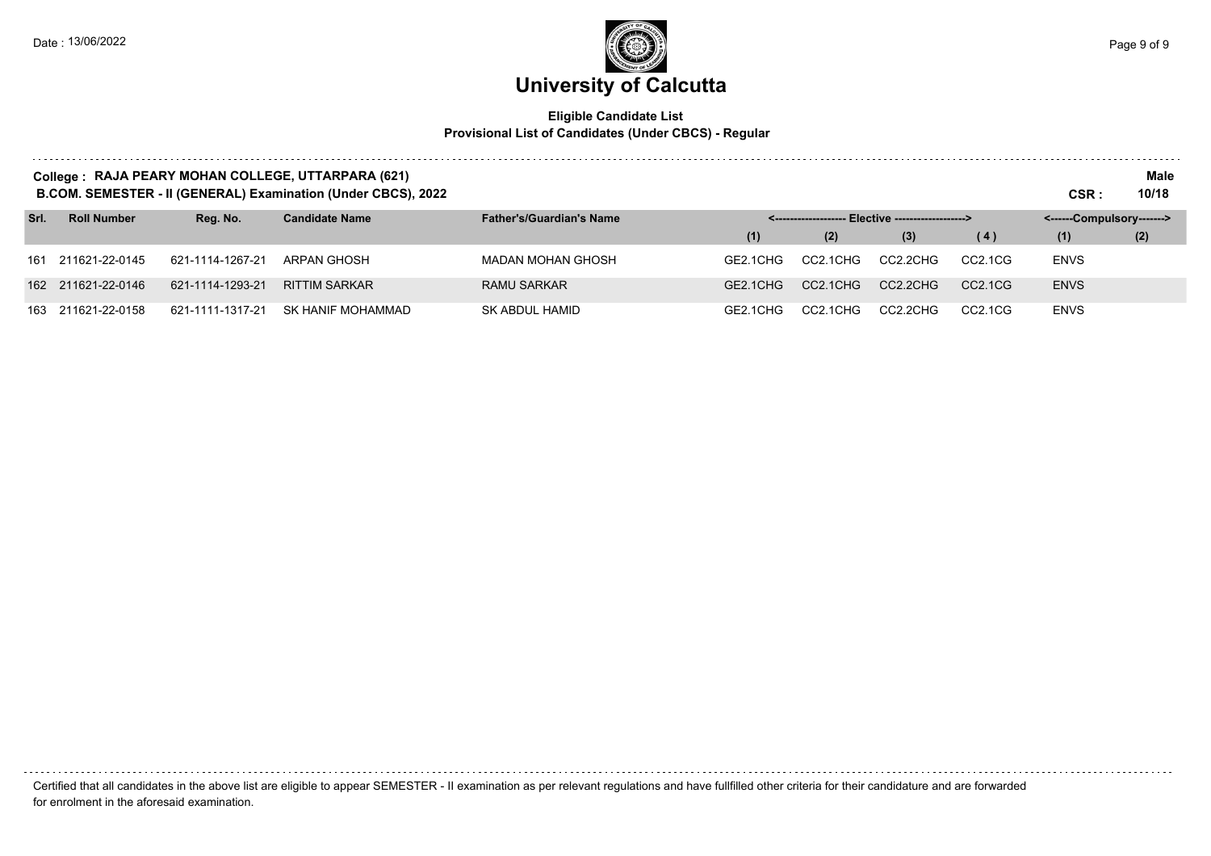# University of Calcutta

**Eligible Candidate List**
**Provisional List of Candidates (Under CBCS) - Regular**

**College : RAJA PEARY MOHAN COLLEGE, UTTARPARA (621)**
**B.COM. SEMESTER - II (GENERAL) Examination (Under CBCS), 2022**

**Male**
**CSR : 10/18**

| Srl. | Roll Number | Reg. No. | Candidate Name | Father's/Guardian's Name | <------------------- Elective -------------------> | | | | <------Compulsory-------> | |
|---|---|---|---|---|---|---|---|---|---|---|
| | | | | | (1) | (2) | (3) | (4) | (1) | (2) |
| 161 | 211621-22-0145 | 621-1114-1267-21 | ARPAN GHOSH | MADAN MOHAN GHOSH | GE2.1CHG | CC2.1CHG | CC2.2CHG | CC2.1CG | ENVS | |
| 162 | 211621-22-0146 | 621-1114-1293-21 | RITTIM SARKAR | RAMU SARKAR | GE2.1CHG | CC2.1CHG | CC2.2CHG | CC2.1CG | ENVS | |
| 163 | 211621-22-0158 | 621-1111-1317-21 | SK HANIF MOHAMMAD | SK ABDUL HAMID | GE2.1CHG | CC2.1CHG | CC2.2CHG | CC2.1CG | ENVS | |

Certified that all candidates in the above list are eligible to appear SEMESTER - II examination as per relevant regulations and have fullfilled other criteria for their candidature and are forwarded for enrolment in the aforesaid examination.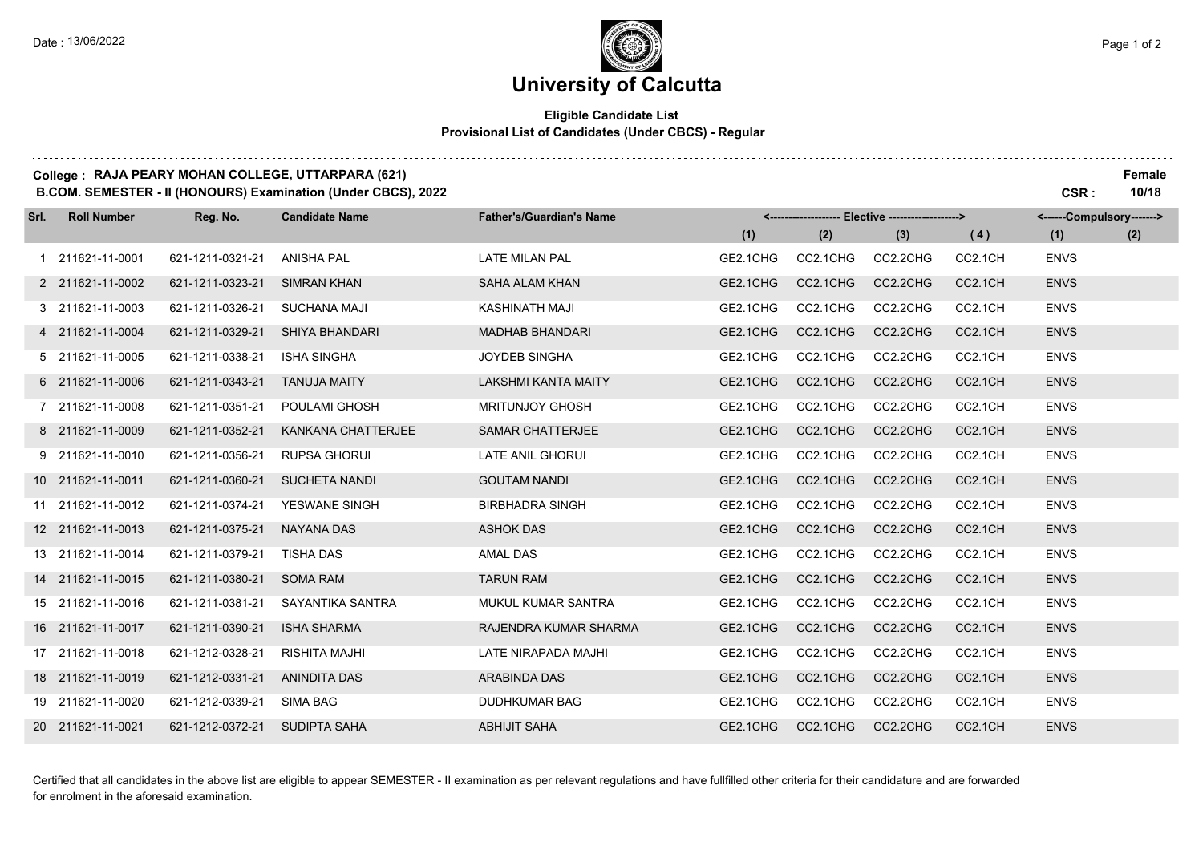# University of Calcutta

**Eligible Candidate List**
**Provisional List of Candidates (Under CBCS) - Regular**

**College : RAJA PEARY MOHAN COLLEGE, UTTARPARA (621)** **Female**
**B.COM. SEMESTER - II (HONOURS) Examination (Under CBCS), 2022** **CSR : 10/18**

| Srl. | Roll Number | Reg. No. | Candidate Name | Father's/Guardian's Name | Elective (1) | Elective (2) | Elective (3) | Elective (4) | Compulsory (1) | Compulsory (2) |
|---|---|---|---|---|---|---|---|---|---|---|
| 1 | 211621-11-0001 | 621-1211-0321-21 | ANISHA PAL | LATE MILAN PAL | GE2.1CHG | CC2.1CHG | CC2.2CHG | CC2.1CH | ENVS | |
| 2 | 211621-11-0002 | 621-1211-0323-21 | SIMRAN KHAN | SAHA ALAM KHAN | GE2.1CHG | CC2.1CHG | CC2.2CHG | CC2.1CH | ENVS | |
| 3 | 211621-11-0003 | 621-1211-0326-21 | SUCHANA MAJI | KASHINATH MAJI | GE2.1CHG | CC2.1CHG | CC2.2CHG | CC2.1CH | ENVS | |
| 4 | 211621-11-0004 | 621-1211-0329-21 | SHIYA BHANDARI | MADHAB BHANDARI | GE2.1CHG | CC2.1CHG | CC2.2CHG | CC2.1CH | ENVS | |
| 5 | 211621-11-0005 | 621-1211-0338-21 | ISHA SINGHA | JOYDEB SINGHA | GE2.1CHG | CC2.1CHG | CC2.2CHG | CC2.1CH | ENVS | |
| 6 | 211621-11-0006 | 621-1211-0343-21 | TANUJA MAITY | LAKSHMI KANTA MAITY | GE2.1CHG | CC2.1CHG | CC2.2CHG | CC2.1CH | ENVS | |
| 7 | 211621-11-0008 | 621-1211-0351-21 | POULAMI GHOSH | MRITUNJOY GHOSH | GE2.1CHG | CC2.1CHG | CC2.2CHG | CC2.1CH | ENVS | |
| 8 | 211621-11-0009 | 621-1211-0352-21 | KANKANA CHATTERJEE | SAMAR CHATTERJEE | GE2.1CHG | CC2.1CHG | CC2.2CHG | CC2.1CH | ENVS | |
| 9 | 211621-11-0010 | 621-1211-0356-21 | RUPSA GHORUI | LATE ANIL GHORUI | GE2.1CHG | CC2.1CHG | CC2.2CHG | CC2.1CH | ENVS | |
| 10 | 211621-11-0011 | 621-1211-0360-21 | SUCHETA NANDI | GOUTAM NANDI | GE2.1CHG | CC2.1CHG | CC2.2CHG | CC2.1CH | ENVS | |
| 11 | 211621-11-0012 | 621-1211-0374-21 | YESWANE SINGH | BIRBHADRA SINGH | GE2.1CHG | CC2.1CHG | CC2.2CHG | CC2.1CH | ENVS | |
| 12 | 211621-11-0013 | 621-1211-0375-21 | NAYANA DAS | ASHOK DAS | GE2.1CHG | CC2.1CHG | CC2.2CHG | CC2.1CH | ENVS | |
| 13 | 211621-11-0014 | 621-1211-0379-21 | TISHA DAS | AMAL DAS | GE2.1CHG | CC2.1CHG | CC2.2CHG | CC2.1CH | ENVS | |
| 14 | 211621-11-0015 | 621-1211-0380-21 | SOMA RAM | TARUN RAM | GE2.1CHG | CC2.1CHG | CC2.2CHG | CC2.1CH | ENVS | |
| 15 | 211621-11-0016 | 621-1211-0381-21 | SAYANTIKA SANTRA | MUKUL KUMAR SANTRA | GE2.1CHG | CC2.1CHG | CC2.2CHG | CC2.1CH | ENVS | |
| 16 | 211621-11-0017 | 621-1211-0390-21 | ISHA SHARMA | RAJENDRA KUMAR SHARMA | GE2.1CHG | CC2.1CHG | CC2.2CHG | CC2.1CH | ENVS | |
| 17 | 211621-11-0018 | 621-1212-0328-21 | RISHITA MAJHI | LATE NIRAPADA MAJHI | GE2.1CHG | CC2.1CHG | CC2.2CHG | CC2.1CH | ENVS | |
| 18 | 211621-11-0019 | 621-1212-0331-21 | ANINDITA DAS | ARABINDA DAS | GE2.1CHG | CC2.1CHG | CC2.2CHG | CC2.1CH | ENVS | |
| 19 | 211621-11-0020 | 621-1212-0339-21 | SIMA BAG | DUDHKUMAR BAG | GE2.1CHG | CC2.1CHG | CC2.2CHG | CC2.1CH | ENVS | |
| 20 | 211621-11-0021 | 621-1212-0372-21 | SUDIPTA SAHA | ABHIJIT SAHA | GE2.1CHG | CC2.1CHG | CC2.2CHG | CC2.1CH | ENVS | |

Certified that all candidates in the above list are eligible to appear SEMESTER - II examination as per relevant regulations and have fullfilled other criteria for their candidature and are forwarded for enrolment in the aforesaid examination.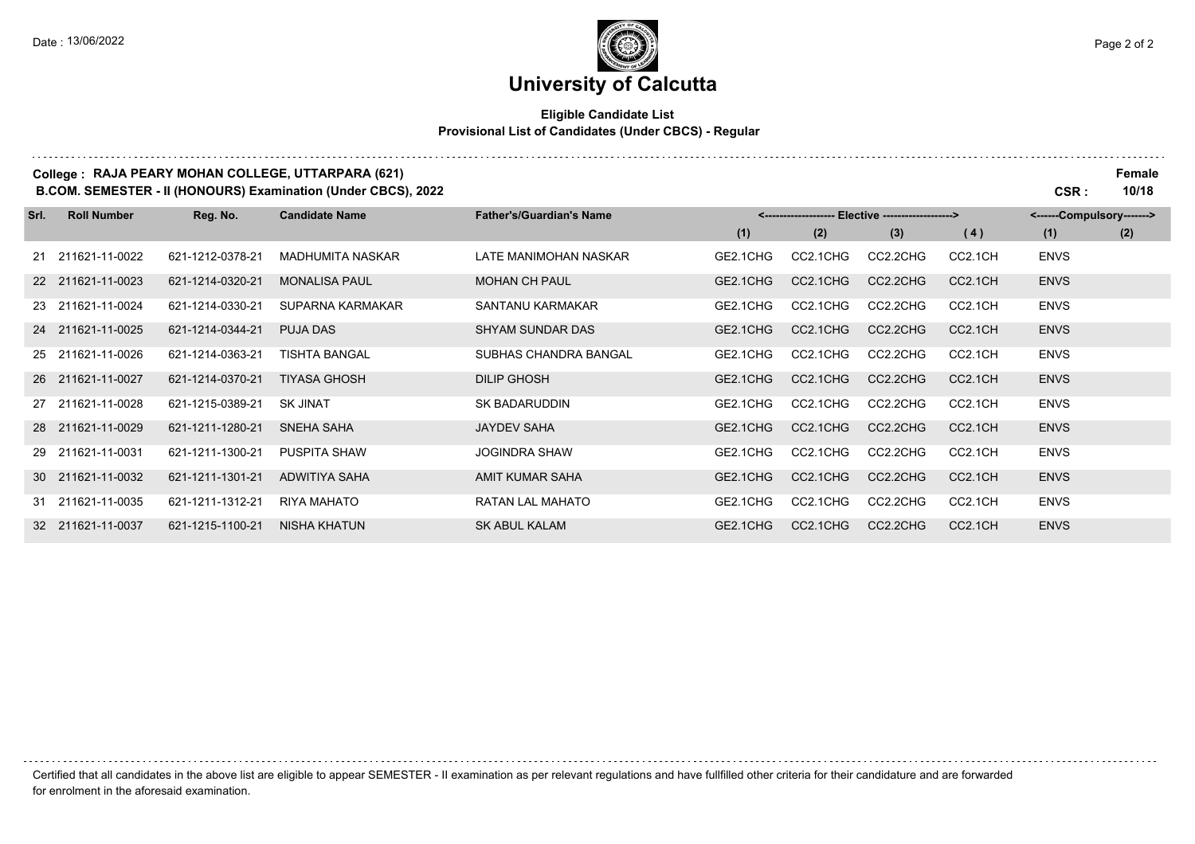# University of Calcutta

**Eligible Candidate List**
**Provisional List of Candidates (Under CBCS) - Regular**

**College : RAJA PEARY MOHAN COLLEGE, UTTARPARA (621)** **Female**
**B.COM. SEMESTER - II (HONOURS) Examination (Under CBCS), 2022** **CSR : 10/18**

| Srl. | Roll Number | Reg. No. | Candidate Name | Father's/Guardian's Name | Elective (1) | Elective (2) | Elective (3) | Elective (4) | Compulsory (1) | Compulsory (2) |
|---|---|---|---|---|---|---|---|---|---|---|
| 21 | 211621-11-0022 | 621-1212-0378-21 | MADHUMITA NASKAR | LATE MANIMOHAN NASKAR | GE2.1CHG | CC2.1CHG | CC2.2CHG | CC2.1CH | ENVS | |
| 22 | 211621-11-0023 | 621-1214-0320-21 | MONALISA PAUL | MOHAN CH PAUL | GE2.1CHG | CC2.1CHG | CC2.2CHG | CC2.1CH | ENVS | |
| 23 | 211621-11-0024 | 621-1214-0330-21 | SUPARNA KARMAKAR | SANTANU KARMAKAR | GE2.1CHG | CC2.1CHG | CC2.2CHG | CC2.1CH | ENVS | |
| 24 | 211621-11-0025 | 621-1214-0344-21 | PUJA DAS | SHYAM SUNDAR DAS | GE2.1CHG | CC2.1CHG | CC2.2CHG | CC2.1CH | ENVS | |
| 25 | 211621-11-0026 | 621-1214-0363-21 | TISHTA BANGAL | SUBHAS CHANDRA BANGAL | GE2.1CHG | CC2.1CHG | CC2.2CHG | CC2.1CH | ENVS | |
| 26 | 211621-11-0027 | 621-1214-0370-21 | TIYASA GHOSH | DILIP GHOSH | GE2.1CHG | CC2.1CHG | CC2.2CHG | CC2.1CH | ENVS | |
| 27 | 211621-11-0028 | 621-1215-0389-21 | SK JINAT | SK BADARUDDIN | GE2.1CHG | CC2.1CHG | CC2.2CHG | CC2.1CH | ENVS | |
| 28 | 211621-11-0029 | 621-1211-1280-21 | SNEHA SAHA | JAYDEV SAHA | GE2.1CHG | CC2.1CHG | CC2.2CHG | CC2.1CH | ENVS | |
| 29 | 211621-11-0031 | 621-1211-1300-21 | PUSPITA SHAW | JOGINDRA SHAW | GE2.1CHG | CC2.1CHG | CC2.2CHG | CC2.1CH | ENVS | |
| 30 | 211621-11-0032 | 621-1211-1301-21 | ADWITIYA SAHA | AMIT KUMAR SAHA | GE2.1CHG | CC2.1CHG | CC2.2CHG | CC2.1CH | ENVS | |
| 31 | 211621-11-0035 | 621-1211-1312-21 | RIYA MAHATO | RATAN LAL MAHATO | GE2.1CHG | CC2.1CHG | CC2.2CHG | CC2.1CH | ENVS | |
| 32 | 211621-11-0037 | 621-1215-1100-21 | NISHA KHATUN | SK ABUL KALAM | GE2.1CHG | CC2.1CHG | CC2.2CHG | CC2.1CH | ENVS | |

Certified that all candidates in the above list are eligible to appear SEMESTER - II examination as per relevant regulations and have fullfilled other criteria for their candidature and are forwarded for enrolment in the aforesaid examination.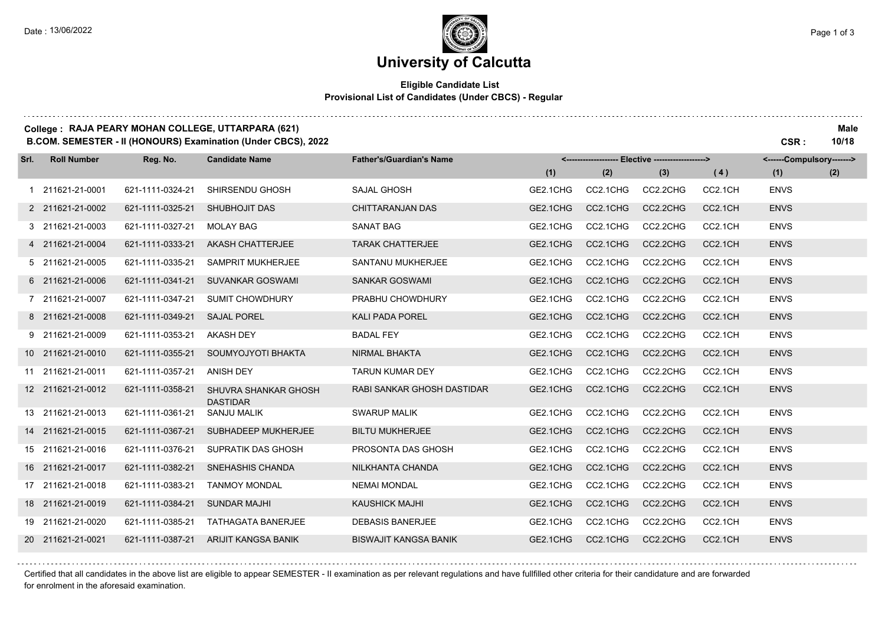# University of Calcutta

**Eligible Candidate List**
**Provisional List of Candidates (Under CBCS) - Regular**

**College : RAJA PEARY MOHAN COLLEGE, UTTARPARA (621)**
**B.COM. SEMESTER - II (HONOURS) Examination (Under CBCS), 2022**

**Male**
**CSR : 10/18**

| Srl. | Roll Number | Reg. No. | Candidate Name | Father's/Guardian's Name | Elective (1) | Elective (2) | Elective (3) | Elective (4) | Compulsory (1) | Compulsory (2) |
|---|---|---|---|---|---|---|---|---|---|---|
| 1 | 211621-21-0001 | 621-1111-0324-21 | SHIRSENDU GHOSH | SAJAL GHOSH | GE2.1CHG | CC2.1CHG | CC2.2CHG | CC2.1CH | ENVS | |
| 2 | 211621-21-0002 | 621-1111-0325-21 | SHUBHOJIT DAS | CHITTARANJAN DAS | GE2.1CHG | CC2.1CHG | CC2.2CHG | CC2.1CH | ENVS | |
| 3 | 211621-21-0003 | 621-1111-0327-21 | MOLAY BAG | SANAT BAG | GE2.1CHG | CC2.1CHG | CC2.2CHG | CC2.1CH | ENVS | |
| 4 | 211621-21-0004 | 621-1111-0333-21 | AKASH CHATTERJEE | TARAK CHATTERJEE | GE2.1CHG | CC2.1CHG | CC2.2CHG | CC2.1CH | ENVS | |
| 5 | 211621-21-0005 | 621-1111-0335-21 | SAMPRIT MUKHERJEE | SANTANU MUKHERJEE | GE2.1CHG | CC2.1CHG | CC2.2CHG | CC2.1CH | ENVS | |
| 6 | 211621-21-0006 | 621-1111-0341-21 | SUVANKAR GOSWAMI | SANKAR GOSWAMI | GE2.1CHG | CC2.1CHG | CC2.2CHG | CC2.1CH | ENVS | |
| 7 | 211621-21-0007 | 621-1111-0347-21 | SUMIT CHOWDHURY | PRABHU CHOWDHURY | GE2.1CHG | CC2.1CHG | CC2.2CHG | CC2.1CH | ENVS | |
| 8 | 211621-21-0008 | 621-1111-0349-21 | SAJAL POREL | KALI PADA POREL | GE2.1CHG | CC2.1CHG | CC2.2CHG | CC2.1CH | ENVS | |
| 9 | 211621-21-0009 | 621-1111-0353-21 | AKASH DEY | BADAL FEY | GE2.1CHG | CC2.1CHG | CC2.2CHG | CC2.1CH | ENVS | |
| 10 | 211621-21-0010 | 621-1111-0355-21 | SOUMYOJYOTI BHAKTA | NIRMAL BHAKTA | GE2.1CHG | CC2.1CHG | CC2.2CHG | CC2.1CH | ENVS | |
| 11 | 211621-21-0011 | 621-1111-0357-21 | ANISH DEY | TARUN KUMAR DEY | GE2.1CHG | CC2.1CHG | CC2.2CHG | CC2.1CH | ENVS | |
| 12 | 211621-21-0012 | 621-1111-0358-21 | SHUVRA SHANKAR GHOSH DASTIDAR | RABI SANKAR GHOSH DASTIDAR | GE2.1CHG | CC2.1CHG | CC2.2CHG | CC2.1CH | ENVS | |
| 13 | 211621-21-0013 | 621-1111-0361-21 | SANJU MALIK | SWARUP MALIK | GE2.1CHG | CC2.1CHG | CC2.2CHG | CC2.1CH | ENVS | |
| 14 | 211621-21-0015 | 621-1111-0367-21 | SUBHADEEP MUKHERJEE | BILTU MUKHERJEE | GE2.1CHG | CC2.1CHG | CC2.2CHG | CC2.1CH | ENVS | |
| 15 | 211621-21-0016 | 621-1111-0376-21 | SUPRATIK DAS GHOSH | PROSONTA DAS GHOSH | GE2.1CHG | CC2.1CHG | CC2.2CHG | CC2.1CH | ENVS | |
| 16 | 211621-21-0017 | 621-1111-0382-21 | SNEHASHIS CHANDA | NILKHANTA CHANDA | GE2.1CHG | CC2.1CHG | CC2.2CHG | CC2.1CH | ENVS | |
| 17 | 211621-21-0018 | 621-1111-0383-21 | TANMOY MONDAL | NEMAI MONDAL | GE2.1CHG | CC2.1CHG | CC2.2CHG | CC2.1CH | ENVS | |
| 18 | 211621-21-0019 | 621-1111-0384-21 | SUNDAR MAJHI | KAUSHICK MAJHI | GE2.1CHG | CC2.1CHG | CC2.2CHG | CC2.1CH | ENVS | |
| 19 | 211621-21-0020 | 621-1111-0385-21 | TATHAGATA BANERJEE | DEBASIS BANERJEE | GE2.1CHG | CC2.1CHG | CC2.2CHG | CC2.1CH | ENVS | |
| 20 | 211621-21-0021 | 621-1111-0387-21 | ARIJIT KANGSA BANIK | BISWAJIT KANGSA BANIK | GE2.1CHG | CC2.1CHG | CC2.2CHG | CC2.1CH | ENVS | |

Certified that all candidates in the above list are eligible to appear SEMESTER - II examination as per relevant regulations and have fullfilled other criteria for their candidature and are forwarded for enrolment in the aforesaid examination.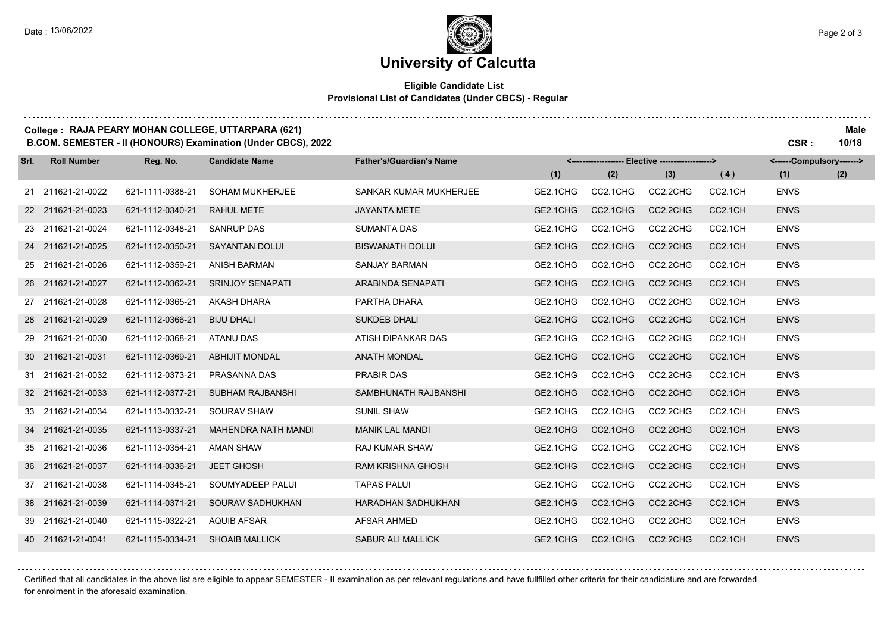# University of Calcutta

**Eligible Candidate List**
**Provisional List of Candidates (Under CBCS) - Regular**

**College : RAJA PEARY MOHAN COLLEGE, UTTARPARA (621)** — **Male**

**B.COM. SEMESTER - II (HONOURS) Examination (Under CBCS), 2022** — **CSR : 10/18**

| Srl. | Roll Number | Reg. No. | Candidate Name | Father's/Guardian's Name | Elective (1) | Elective (2) | Elective (3) | Elective (4) | Compulsory (1) | Compulsory (2) |
|---|---|---|---|---|---|---|---|---|---|---|
| 21 | 211621-21-0022 | 621-1111-0388-21 | SOHAM MUKHERJEE | SANKAR KUMAR MUKHERJEE | GE2.1CHG | CC2.1CHG | CC2.2CHG | CC2.1CH | ENVS | |
| 22 | 211621-21-0023 | 621-1112-0340-21 | RAHUL METE | JAYANTA METE | GE2.1CHG | CC2.1CHG | CC2.2CHG | CC2.1CH | ENVS | |
| 23 | 211621-21-0024 | 621-1112-0348-21 | SANRUP DAS | SUMANTA DAS | GE2.1CHG | CC2.1CHG | CC2.2CHG | CC2.1CH | ENVS | |
| 24 | 211621-21-0025 | 621-1112-0350-21 | SAYANTAN DOLUI | BISWANATH DOLUI | GE2.1CHG | CC2.1CHG | CC2.2CHG | CC2.1CH | ENVS | |
| 25 | 211621-21-0026 | 621-1112-0359-21 | ANISH BARMAN | SANJAY BARMAN | GE2.1CHG | CC2.1CHG | CC2.2CHG | CC2.1CH | ENVS | |
| 26 | 211621-21-0027 | 621-1112-0362-21 | SRINJOY SENAPATI | ARABINDA SENAPATI | GE2.1CHG | CC2.1CHG | CC2.2CHG | CC2.1CH | ENVS | |
| 27 | 211621-21-0028 | 621-1112-0365-21 | AKASH DHARA | PARTHA DHARA | GE2.1CHG | CC2.1CHG | CC2.2CHG | CC2.1CH | ENVS | |
| 28 | 211621-21-0029 | 621-1112-0366-21 | BIJU DHALI | SUKDEB DHALI | GE2.1CHG | CC2.1CHG | CC2.2CHG | CC2.1CH | ENVS | |
| 29 | 211621-21-0030 | 621-1112-0368-21 | ATANU DAS | ATISH DIPANKAR DAS | GE2.1CHG | CC2.1CHG | CC2.2CHG | CC2.1CH | ENVS | |
| 30 | 211621-21-0031 | 621-1112-0369-21 | ABHIJIT MONDAL | ANATH MONDAL | GE2.1CHG | CC2.1CHG | CC2.2CHG | CC2.1CH | ENVS | |
| 31 | 211621-21-0032 | 621-1112-0373-21 | PRASANNA DAS | PRABIR DAS | GE2.1CHG | CC2.1CHG | CC2.2CHG | CC2.1CH | ENVS | |
| 32 | 211621-21-0033 | 621-1112-0377-21 | SUBHAM RAJBANSHI | SAMBHUNATH RAJBANSHI | GE2.1CHG | CC2.1CHG | CC2.2CHG | CC2.1CH | ENVS | |
| 33 | 211621-21-0034 | 621-1113-0332-21 | SOURAV SHAW | SUNIL SHAW | GE2.1CHG | CC2.1CHG | CC2.2CHG | CC2.1CH | ENVS | |
| 34 | 211621-21-0035 | 621-1113-0337-21 | MAHENDRA NATH MANDI | MANIK LAL MANDI | GE2.1CHG | CC2.1CHG | CC2.2CHG | CC2.1CH | ENVS | |
| 35 | 211621-21-0036 | 621-1113-0354-21 | AMAN SHAW | RAJ KUMAR SHAW | GE2.1CHG | CC2.1CHG | CC2.2CHG | CC2.1CH | ENVS | |
| 36 | 211621-21-0037 | 621-1114-0336-21 | JEET GHOSH | RAM KRISHNA GHOSH | GE2.1CHG | CC2.1CHG | CC2.2CHG | CC2.1CH | ENVS | |
| 37 | 211621-21-0038 | 621-1114-0345-21 | SOUMYADEEP PALUI | TAPAS PALUI | GE2.1CHG | CC2.1CHG | CC2.2CHG | CC2.1CH | ENVS | |
| 38 | 211621-21-0039 | 621-1114-0371-21 | SOURAV SADHUKHAN | HARADHAN SADHUKHAN | GE2.1CHG | CC2.1CHG | CC2.2CHG | CC2.1CH | ENVS | |
| 39 | 211621-21-0040 | 621-1115-0322-21 | AQUIB AFSAR | AFSAR AHMED | GE2.1CHG | CC2.1CHG | CC2.2CHG | CC2.1CH | ENVS | |
| 40 | 211621-21-0041 | 621-1115-0334-21 | SHOAIB MALLICK | SABUR ALI MALLICK | GE2.1CHG | CC2.1CHG | CC2.2CHG | CC2.1CH | ENVS | |

Certified that all candidates in the above list are eligible to appear SEMESTER - II examination as per relevant regulations and have fullfilled other criteria for their candidature and are forwarded for enrolment in the aforesaid examination.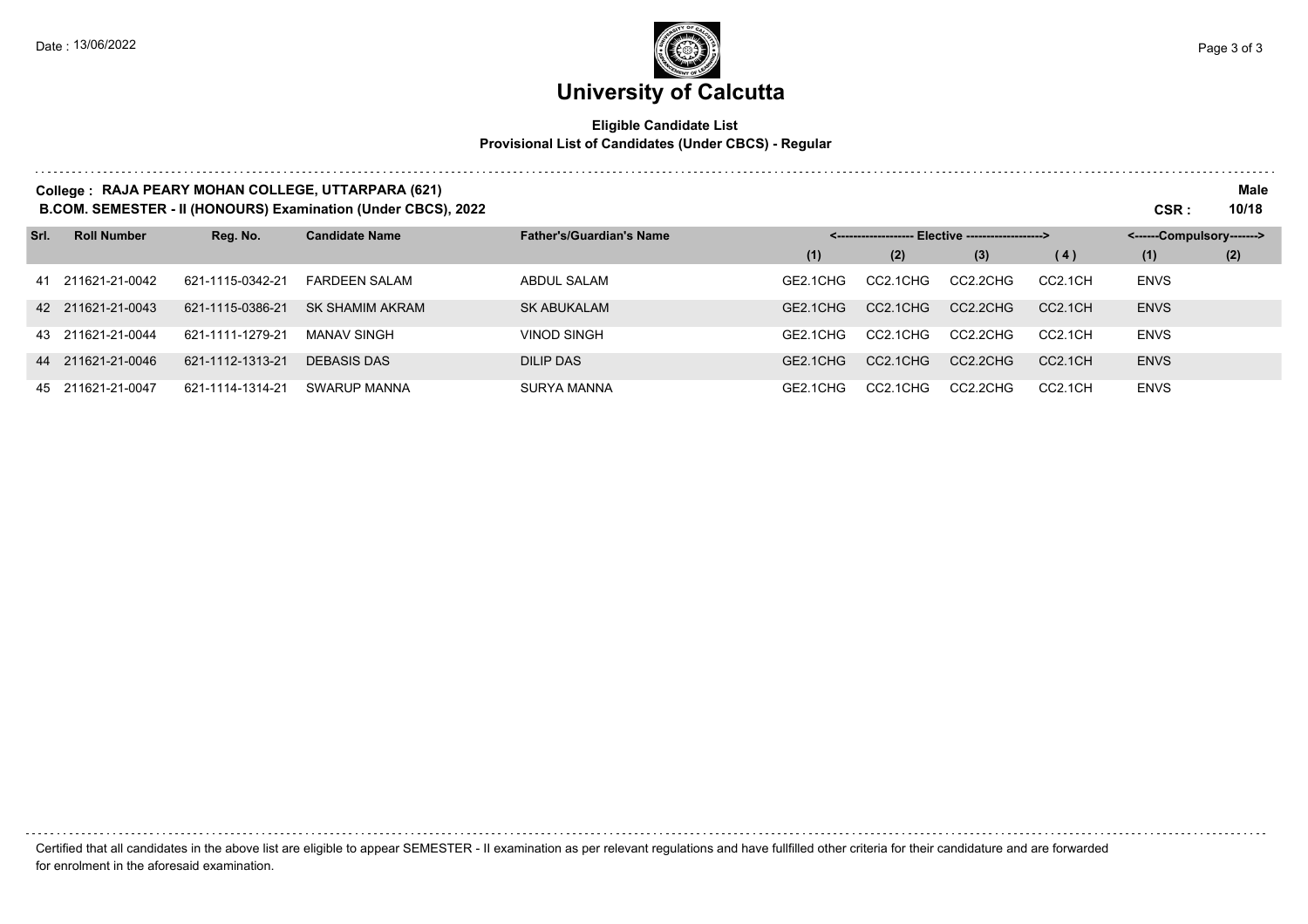# University of Calcutta

**Eligible Candidate List**
**Provisional List of Candidates (Under CBCS) - Regular**

**College : RAJA PEARY MOHAN COLLEGE, UTTARPARA (621)** — **Male**

**B.COM. SEMESTER - II (HONOURS) Examination (Under CBCS), 2022** — **CSR : 10/18**

| Srl. | Roll Number | Reg. No. | Candidate Name | Father's/Guardian's Name | <------------------- Elective -------------------> | | | | <------Compulsory-------> | |
|---|---|---|---|---|---|---|---|---|---|---|
| | | | | | (1) | (2) | (3) | (4) | (1) | (2) |
| 41 | 211621-21-0042 | 621-1115-0342-21 | FARDEEN SALAM | ABDUL SALAM | GE2.1CHG | CC2.1CHG | CC2.2CHG | CC2.1CH | ENVS | |
| 42 | 211621-21-0043 | 621-1115-0386-21 | SK SHAMIM AKRAM | SK ABUKALAM | GE2.1CHG | CC2.1CHG | CC2.2CHG | CC2.1CH | ENVS | |
| 43 | 211621-21-0044 | 621-1111-1279-21 | MANAV SINGH | VINOD SINGH | GE2.1CHG | CC2.1CHG | CC2.2CHG | CC2.1CH | ENVS | |
| 44 | 211621-21-0046 | 621-1112-1313-21 | DEBASIS DAS | DILIP DAS | GE2.1CHG | CC2.1CHG | CC2.2CHG | CC2.1CH | ENVS | |
| 45 | 211621-21-0047 | 621-1114-1314-21 | SWARUP MANNA | SURYA MANNA | GE2.1CHG | CC2.1CHG | CC2.2CHG | CC2.1CH | ENVS | |

Certified that all candidates in the above list are eligible to appear SEMESTER - II examination as per relevant regulations and have fullfilled other criteria for their candidature and are forwarded for enrolment in the aforesaid examination.